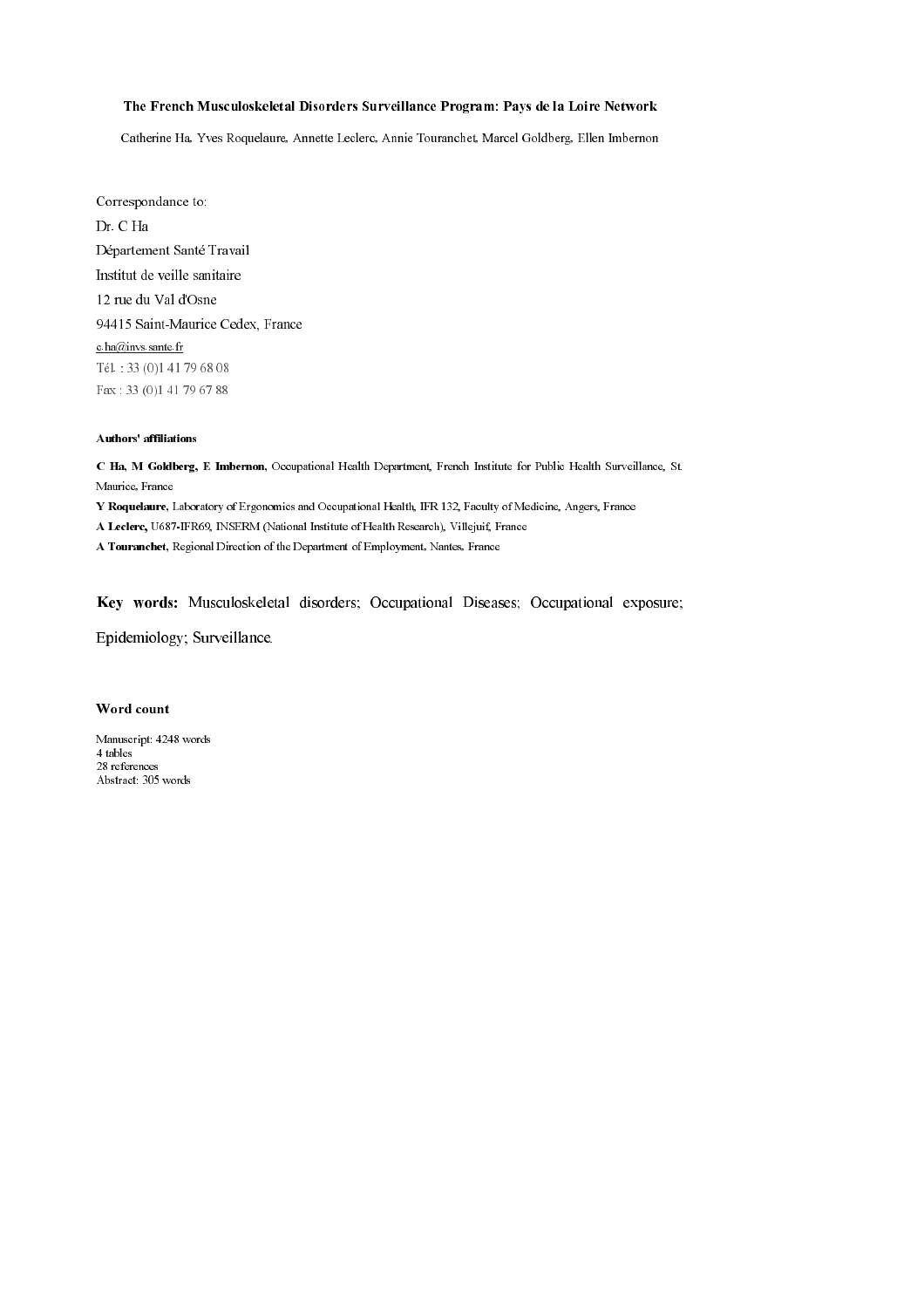# The French Musculoskeletal Disorders Surveillance Program: Pays de la Loire Network

Catherine Ha, Yves Roquelaure, Annette Leclerc, Annie Touranchet, Marcel Goldberg, Ellen Imbernon

Correspondance to:

Dr. C Ha

Département Santé Travail

Institut de veille sanitaire

12 rue du Val d'Osne

94415 Saint-Maurice Cedex, France

c.ha@invs.sante.fr

Tél. : 33 (0)1 41 79 68 08

Fax : 33 (0)1 41 79 67 88

**Authors' affiliations**

**C Ha, M Goldberg, E Imbernon**, Occupational Health Department, French Institute for Public Health Surveillance, St. Maurice, France

**Y Roquelaure**, Laboratory of Ergonomics and Occupational Health, IFR 132, Faculty of Medicine, Angers, France

**A Leclerc,** U687-IFR69, INSERM (National Institute of Health Research), Villejuif, France

**A Touranchet**, Regional Direction of the Department of Employment, Nantes, France

**Key words:** Musculoskeletal disorders; Occupational Diseases; Occupational exposure; Epidemiology; Surveillance.

**Word count**

Manuscript: 4248 words
4 tables
28 references
Abstract: 305 words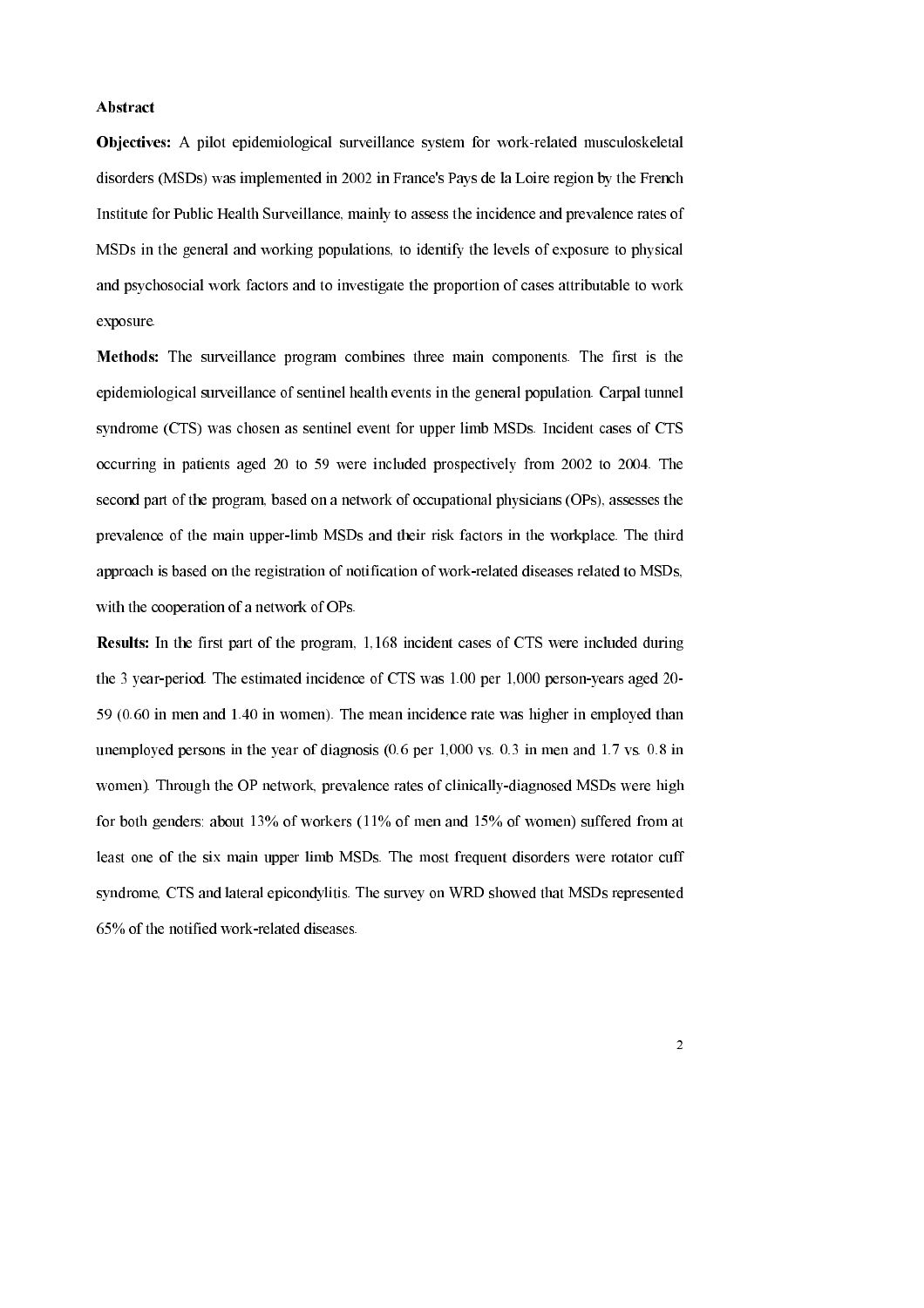**Abstract**

**Objectives:** A pilot epidemiological surveillance system for work-related musculoskeletal disorders (MSDs) was implemented in 2002 in France's Pays de la Loire region by the French Institute for Public Health Surveillance, mainly to assess the incidence and prevalence rates of MSDs in the general and working populations, to identify the levels of exposure to physical and psychosocial work factors and to investigate the proportion of cases attributable to work exposure.

**Methods:** The surveillance program combines three main components. The first is the epidemiological surveillance of sentinel health events in the general population. Carpal tunnel syndrome (CTS) was chosen as sentinel event for upper limb MSDs. Incident cases of CTS occurring in patients aged 20 to 59 were included prospectively from 2002 to 2004. The second part of the program, based on a network of occupational physicians (OPs), assesses the prevalence of the main upper-limb MSDs and their risk factors in the workplace. The third approach is based on the registration of notification of work-related diseases related to MSDs, with the cooperation of a network of OPs.

**Results:** In the first part of the program, 1,168 incident cases of CTS were included during the 3 year-period. The estimated incidence of CTS was 1.00 per 1,000 person-years aged 20-59 (0.60 in men and 1.40 in women). The mean incidence rate was higher in employed than unemployed persons in the year of diagnosis (0.6 per 1,000 vs. 0.3 in men and 1.7 vs. 0.8 in women). Through the OP network, prevalence rates of clinically-diagnosed MSDs were high for both genders: about 13% of workers (11% of men and 15% of women) suffered from at least one of the six main upper limb MSDs. The most frequent disorders were rotator cuff syndrome, CTS and lateral epicondylitis. The survey on WRD showed that MSDs represented 65% of the notified work-related diseases.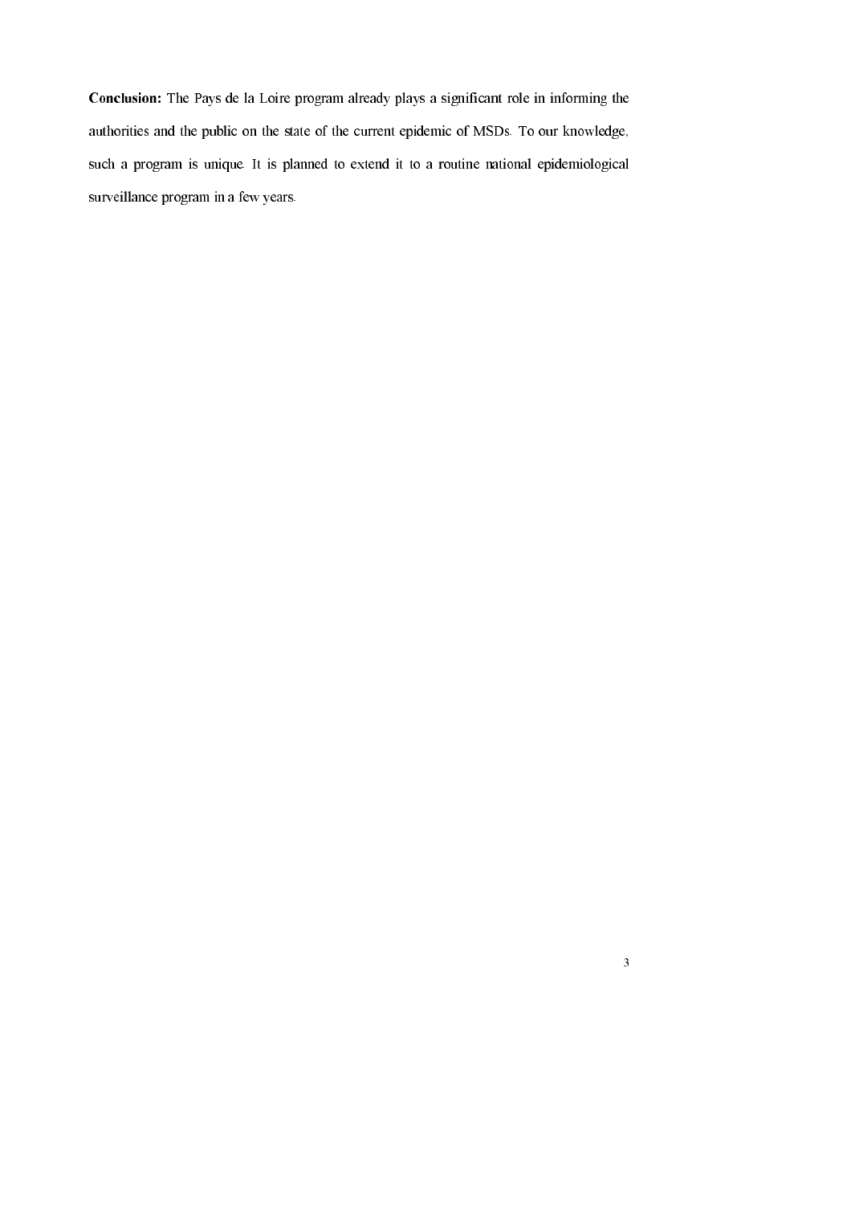**Conclusion:** The Pays de la Loire program already plays a significant role in informing the authorities and the public on the state of the current epidemic of MSDs. To our knowledge, such a program is unique. It is planned to extend it to a routine national epidemiological surveillance program in a few years.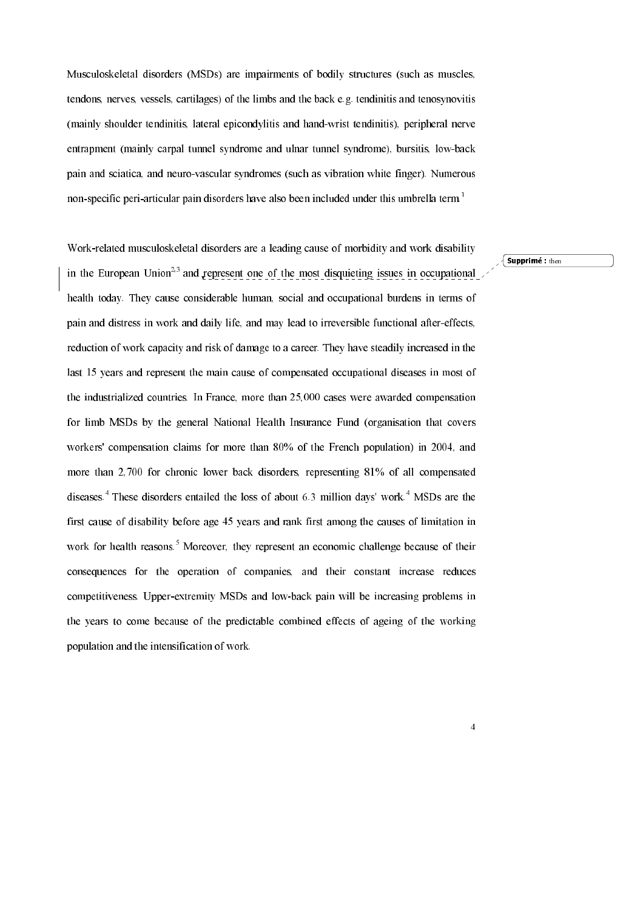Musculoskeletal disorders (MSDs) are impairments of bodily structures (such as muscles, tendons, nerves, vessels, cartilages) of the limbs and the back e.g. tendinitis and tenosynovitis (mainly shoulder tendinitis, lateral epicondylitis and hand-wrist tendinitis), peripheral nerve entrapment (mainly carpal tunnel syndrome and ulnar tunnel syndrome), bursitis, low-back pain and sciatica, and neuro-vascular syndromes (such as vibration white finger). Numerous non-specific peri-articular pain disorders have also been included under this umbrella term.[1]

Work-related musculoskeletal disorders are a leading cause of morbidity and work disability in the European Union[2,3] and represent one of the most disquieting issues in occupational health today. They cause considerable human, social and occupational burdens in terms of pain and distress in work and daily life, and may lead to irreversible functional after-effects, reduction of work capacity and risk of damage to a career. They have steadily increased in the last 15 years and represent the main cause of compensated occupational diseases in most of the industrialized countries. In France, more than 25,000 cases were awarded compensation for limb MSDs by the general National Health Insurance Fund (organisation that covers workers' compensation claims for more than 80% of the French population) in 2004, and more than 2,700 for chronic lower back disorders, representing 81% of all compensated diseases.[4] These disorders entailed the loss of about 6.3 million days' work.[4] MSDs are the first cause of disability before age 45 years and rank first among the causes of limitation in work for health reasons.[5] Moreover, they represent an economic challenge because of their consequences for the operation of companies, and their constant increase reduces competitiveness. Upper-extremity MSDs and low-back pain will be increasing problems in the years to come because of the predictable combined effects of ageing of the working population and the intensification of work.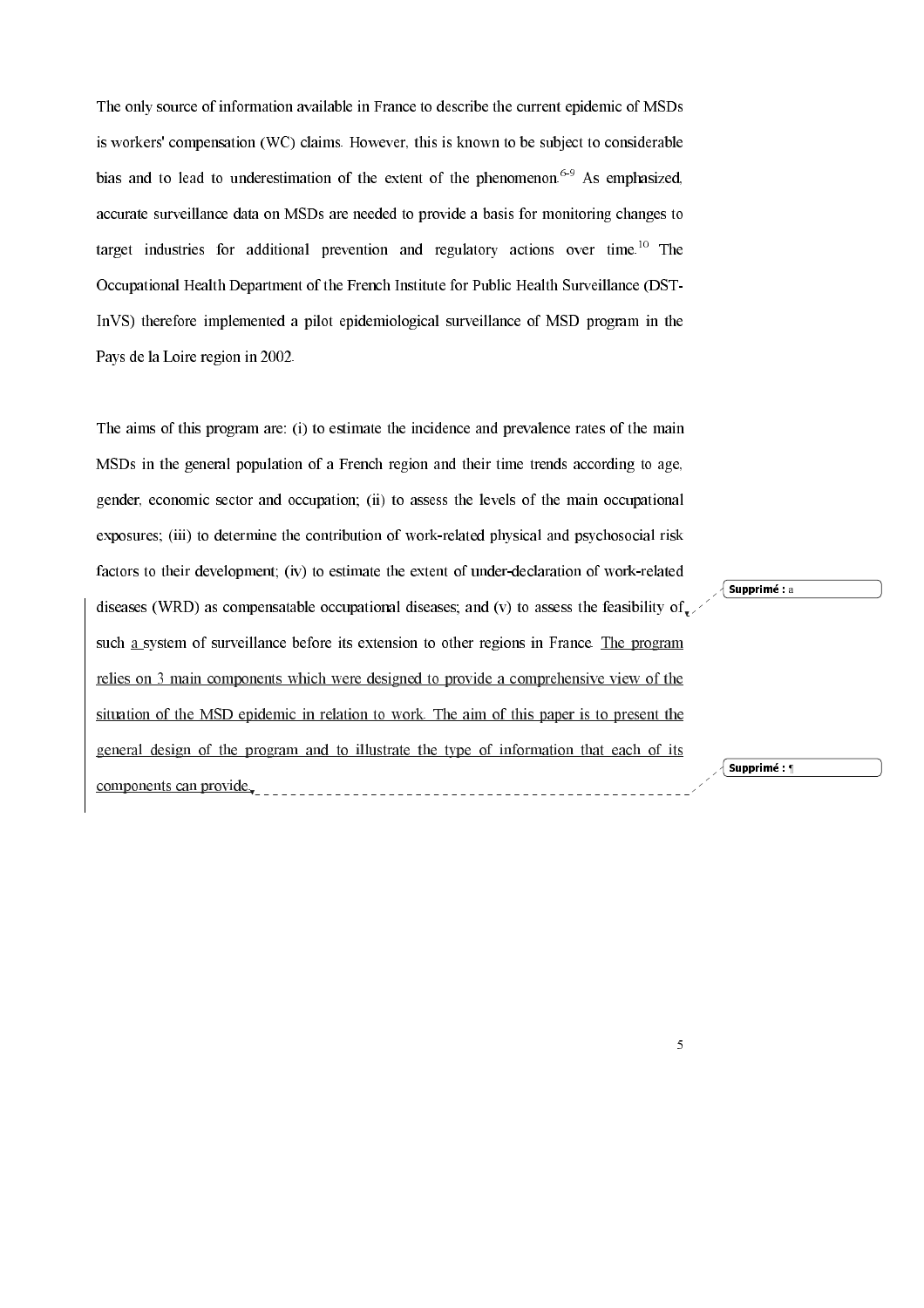The only source of information available in France to describe the current epidemic of MSDs is workers' compensation (WC) claims. However, this is known to be subject to considerable bias and to lead to underestimation of the extent of the phenomenon.[6-9] As emphasized, accurate surveillance data on MSDs are needed to provide a basis for monitoring changes to target industries for additional prevention and regulatory actions over time.[10] The Occupational Health Department of the French Institute for Public Health Surveillance (DST-InVS) therefore implemented a pilot epidemiological surveillance of MSD program in the Pays de la Loire region in 2002.

The aims of this program are: (i) to estimate the incidence and prevalence rates of the main MSDs in the general population of a French region and their time trends according to age, gender, economic sector and occupation; (ii) to assess the levels of the main occupational exposures; (iii) to determine the contribution of work-related physical and psychosocial risk factors to their development; (iv) to estimate the extent of under-declaration of work-related diseases (WRD) as compensatable occupational diseases; and (v) to assess the feasibility of such a system of surveillance before its extension to other regions in France. The program relies on 3 main components which were designed to provide a comprehensive view of the situation of the MSD epidemic in relation to work. The aim of this paper is to present the general design of the program and to illustrate the type of information that each of its components can provide.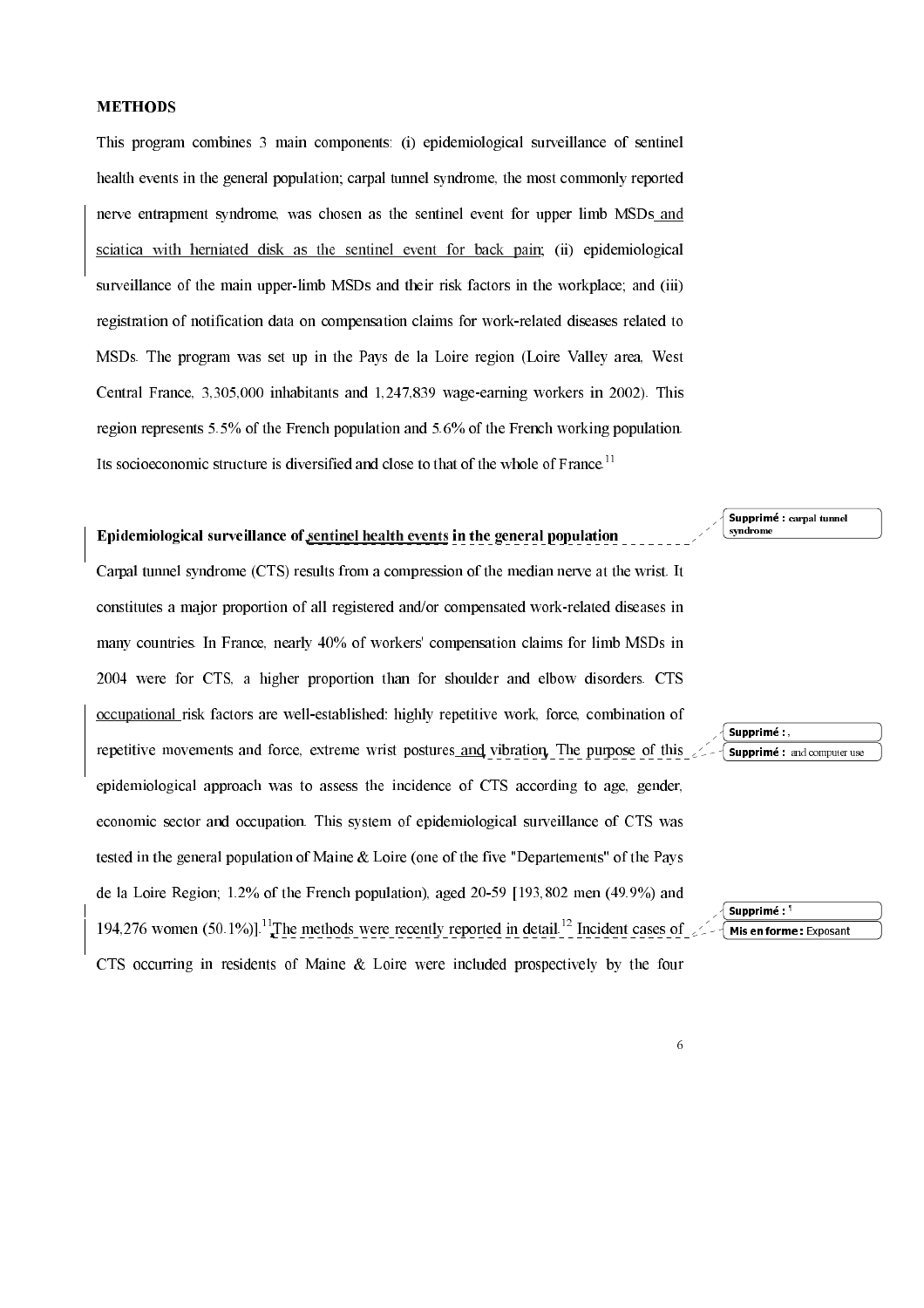**METHODS**

This program combines 3 main components: (i) epidemiological surveillance of sentinel health events in the general population; carpal tunnel syndrome, the most commonly reported nerve entrapment syndrome, was chosen as the sentinel event for upper limb MSDs and sciatica with herniated disk as the sentinel event for back pain; (ii) epidemiological surveillance of the main upper-limb MSDs and their risk factors in the workplace; and (iii) registration of notification data on compensation claims for work-related diseases related to MSDs. The program was set up in the Pays de la Loire region (Loire Valley area, West Central France, 3,305,000 inhabitants and 1,247,839 wage-earning workers in 2002). This region represents 5.5% of the French population and 5.6% of the French working population. Its socioeconomic structure is diversified and close to that of the whole of France.[11]

**Epidemiological surveillance of sentinel health events in the general population**

Carpal tunnel syndrome (CTS) results from a compression of the median nerve at the wrist. It constitutes a major proportion of all registered and/or compensated work-related diseases in many countries. In France, nearly 40% of workers' compensation claims for limb MSDs in 2004 were for CTS, a higher proportion than for shoulder and elbow disorders. CTS occupational risk factors are well-established: highly repetitive work, force, combination of repetitive movements and force, extreme wrist postures and vibration. The purpose of this epidemiological approach was to assess the incidence of CTS according to age, gender, economic sector and occupation. This system of epidemiological surveillance of CTS was tested in the general population of Maine & Loire (one of the five "Departements" of the Pays de la Loire Region; 1.2% of the French population), aged 20-59 [193,802 men (49.9%) and 194,276 women (50.1%)].[11] The methods were recently reported in detail.[12] Incident cases of CTS occurring in residents of Maine & Loire were included prospectively by the four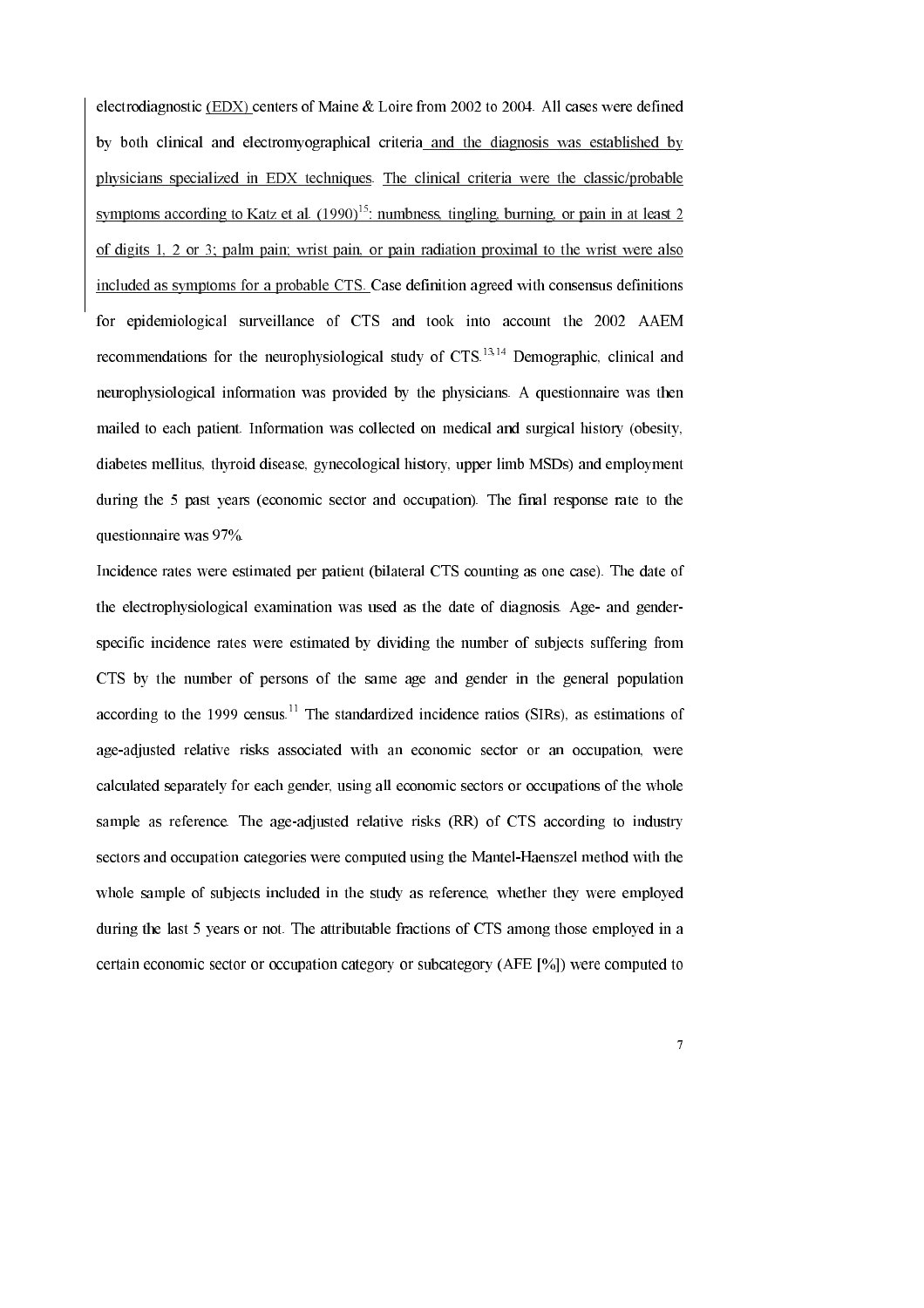electrodiagnostic (EDX) centers of Maine & Loire from 2002 to 2004. All cases were defined by both clinical and electromyographical criteria and the diagnosis was established by physicians specialized in EDX techniques. The clinical criteria were the classic/probable symptoms according to Katz et al. (1990)[15]: numbness, tingling, burning, or pain in at least 2 of digits 1, 2 or 3; palm pain; wrist pain, or pain radiation proximal to the wrist were also included as symptoms for a probable CTS. Case definition agreed with consensus definitions for epidemiological surveillance of CTS and took into account the 2002 AAEM recommendations for the neurophysiological study of CTS.[13,14] Demographic, clinical and neurophysiological information was provided by the physicians. A questionnaire was then mailed to each patient. Information was collected on medical and surgical history (obesity, diabetes mellitus, thyroid disease, gynecological history, upper limb MSDs) and employment during the 5 past years (economic sector and occupation). The final response rate to the questionnaire was 97%.

Incidence rates were estimated per patient (bilateral CTS counting as one case). The date of the electrophysiological examination was used as the date of diagnosis. Age- and gender-specific incidence rates were estimated by dividing the number of subjects suffering from CTS by the number of persons of the same age and gender in the general population according to the 1999 census.[11] The standardized incidence ratios (SIRs), as estimations of age-adjusted relative risks associated with an economic sector or an occupation, were calculated separately for each gender, using all economic sectors or occupations of the whole sample as reference. The age-adjusted relative risks (RR) of CTS according to industry sectors and occupation categories were computed using the Mantel-Haenszel method with the whole sample of subjects included in the study as reference, whether they were employed during the last 5 years or not. The attributable fractions of CTS among those employed in a certain economic sector or occupation category or subcategory (AFE [%]) were computed to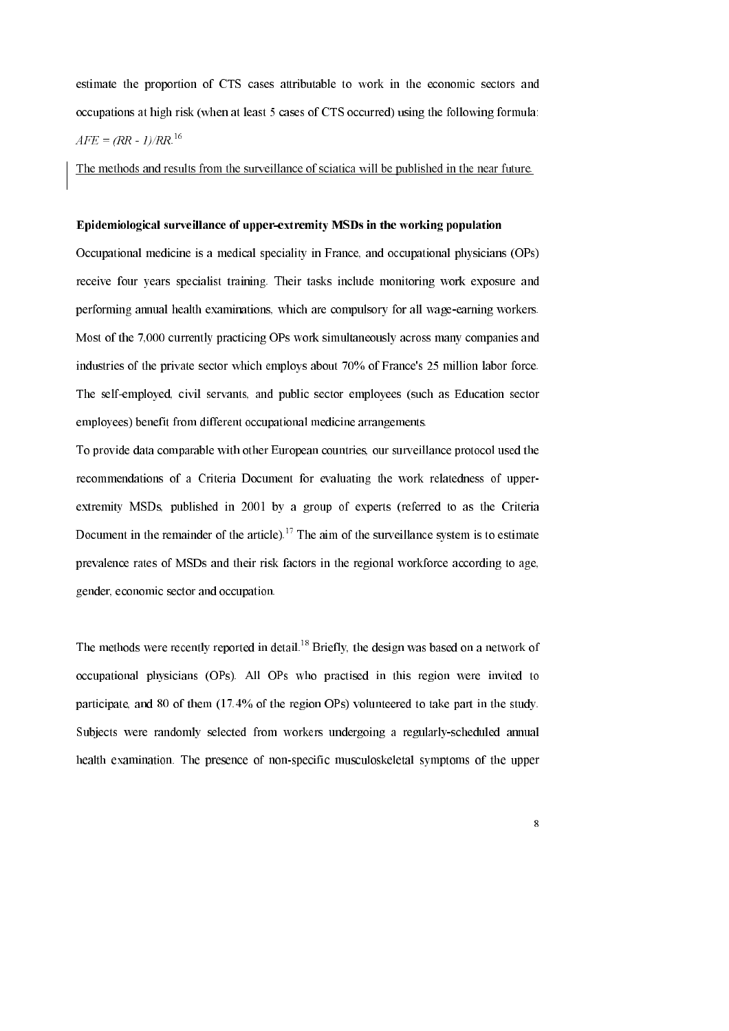estimate the proportion of CTS cases attributable to work in the economic sectors and occupations at high risk (when at least 5 cases of CTS occurred) using the following formula: $AFE = (RR - 1)/RR$.[16]

The methods and results from the surveillance of sciatica will be published in the near future.

**Epidemiological surveillance of upper-extremity MSDs in the working population**

Occupational medicine is a medical speciality in France, and occupational physicians (OPs) receive four years specialist training. Their tasks include monitoring work exposure and performing annual health examinations, which are compulsory for all wage-earning workers. Most of the 7,000 currently practicing OPs work simultaneously across many companies and industries of the private sector which employs about 70% of France's 25 million labor force. The self-employed, civil servants, and public sector employees (such as Education sector employees) benefit from different occupational medicine arrangements.

To provide data comparable with other European countries, our surveillance protocol used the recommendations of a Criteria Document for evaluating the work relatedness of upper-extremity MSDs, published in 2001 by a group of experts (referred to as the Criteria Document in the remainder of the article).[17] The aim of the surveillance system is to estimate prevalence rates of MSDs and their risk factors in the regional workforce according to age, gender, economic sector and occupation.

The methods were recently reported in detail.[18] Briefly, the design was based on a network of occupational physicians (OPs). All OPs who practised in this region were invited to participate, and 80 of them (17.4% of the region OPs) volunteered to take part in the study. Subjects were randomly selected from workers undergoing a regularly-scheduled annual health examination. The presence of non-specific musculoskeletal symptoms of the upper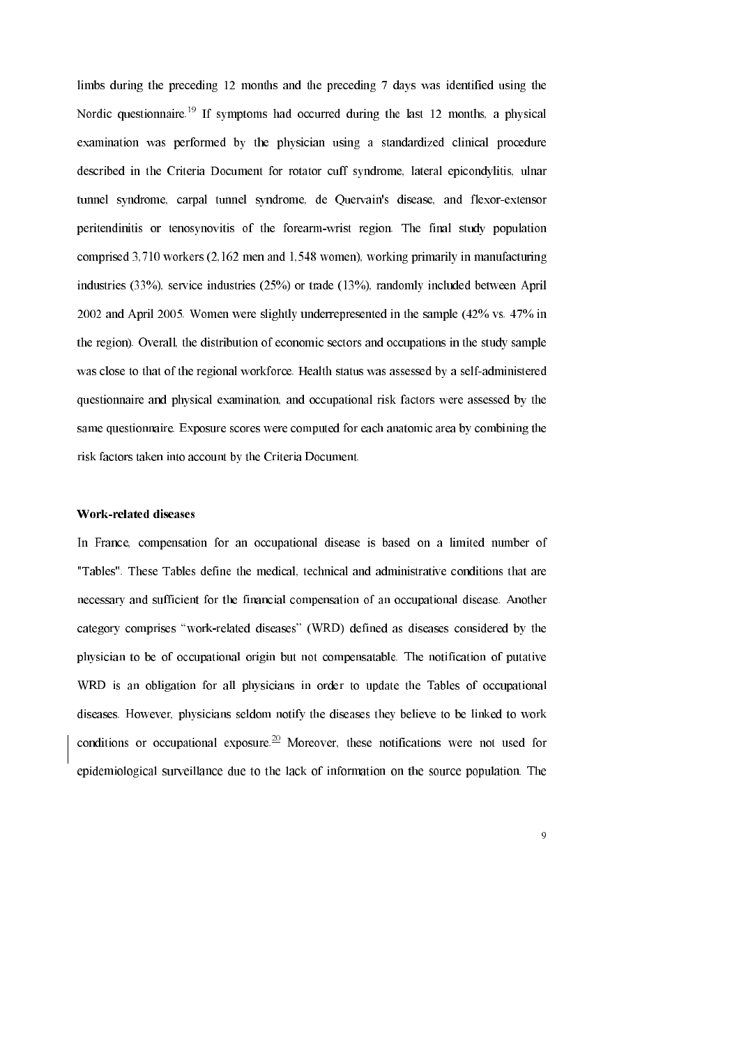limbs during the preceding 12 months and the preceding 7 days was identified using the Nordic questionnaire.[19] If symptoms had occurred during the last 12 months, a physical examination was performed by the physician using a standardized clinical procedure described in the Criteria Document for rotator cuff syndrome, lateral epicondylitis, ulnar tunnel syndrome, carpal tunnel syndrome, de Quervain's disease, and flexor-extensor peritendinitis or tenosynovitis of the forearm-wrist region. The final study population comprised 3,710 workers (2,162 men and 1,548 women), working primarily in manufacturing industries (33%), service industries (25%) or trade (13%), randomly included between April 2002 and April 2005. Women were slightly underrepresented in the sample (42% vs. 47% in the region). Overall, the distribution of economic sectors and occupations in the study sample was close to that of the regional workforce. Health status was assessed by a self-administered questionnaire and physical examination, and occupational risk factors were assessed by the same questionnaire. Exposure scores were computed for each anatomic area by combining the risk factors taken into account by the Criteria Document.

**Work-related diseases**

In France, compensation for an occupational disease is based on a limited number of "Tables". These Tables define the medical, technical and administrative conditions that are necessary and sufficient for the financial compensation of an occupational disease. Another category comprises "work-related diseases" (WRD) defined as diseases considered by the physician to be of occupational origin but not compensatable. The notification of putative WRD is an obligation for all physicians in order to update the Tables of occupational diseases. However, physicians seldom notify the diseases they believe to be linked to work conditions or occupational exposure.[20] Moreover, these notifications were not used for epidemiological surveillance due to the lack of information on the source population. The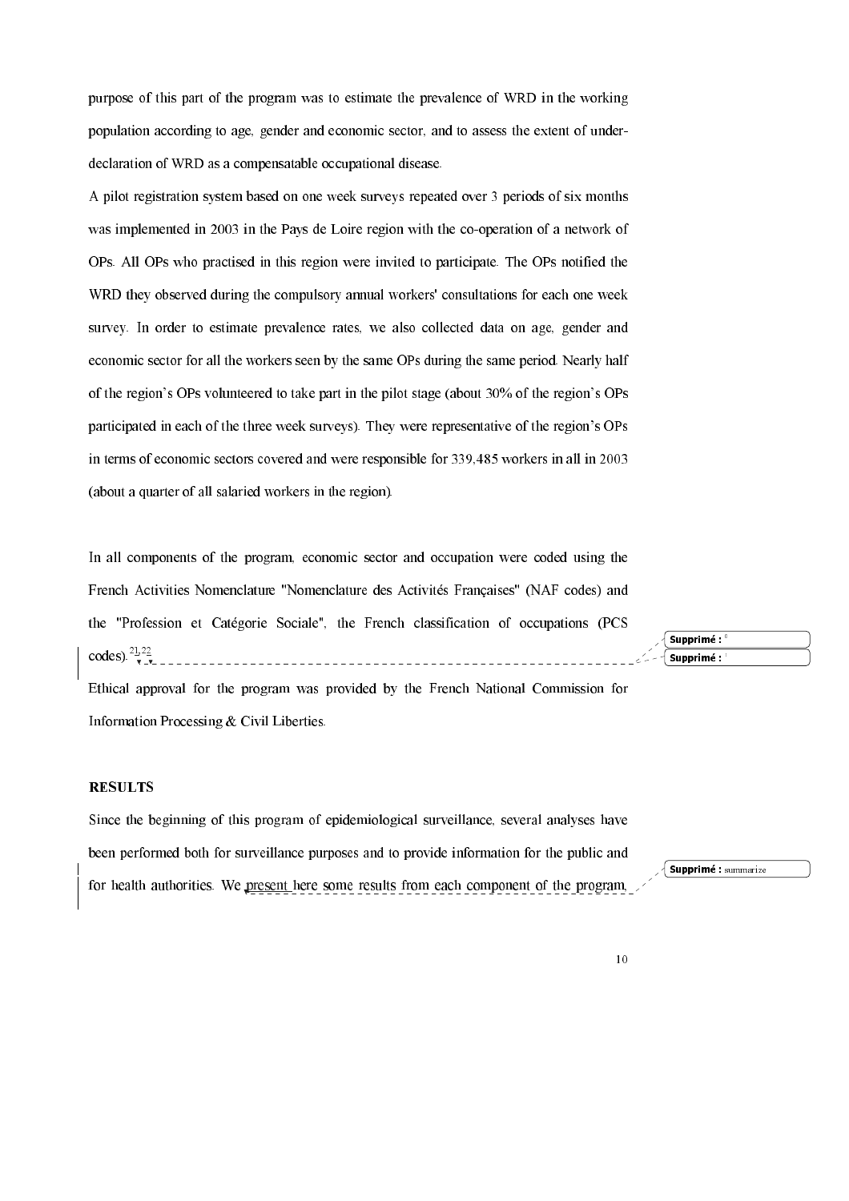purpose of this part of the program was to estimate the prevalence of WRD in the working population according to age, gender and economic sector, and to assess the extent of under-declaration of WRD as a compensatable occupational disease.

A pilot registration system based on one week surveys repeated over 3 periods of six months was implemented in 2003 in the Pays de Loire region with the co-operation of a network of OPs. All OPs who practised in this region were invited to participate. The OPs notified the WRD they observed during the compulsory annual workers' consultations for each one week survey. In order to estimate prevalence rates, we also collected data on age, gender and economic sector for all the workers seen by the same OPs during the same period. Nearly half of the region's OPs volunteered to take part in the pilot stage (about 30% of the region's OPs participated in each of the three week surveys). They were representative of the region's OPs in terms of economic sectors covered and were responsible for 339,485 workers in all in 2003 (about a quarter of all salaried workers in the region).

In all components of the program, economic sector and occupation were coded using the French Activities Nomenclature "Nomenclature des Activités Françaises" (NAF codes) and the "Profession et Catégorie Sociale", the French classification of occupations (PCS codes).[21,22]

Ethical approval for the program was provided by the French National Commission for Information Processing & Civil Liberties.

**RESULTS**

Since the beginning of this program of epidemiological surveillance, several analyses have been performed both for surveillance purposes and to provide information for the public and for health authorities. We present here some results from each component of the program.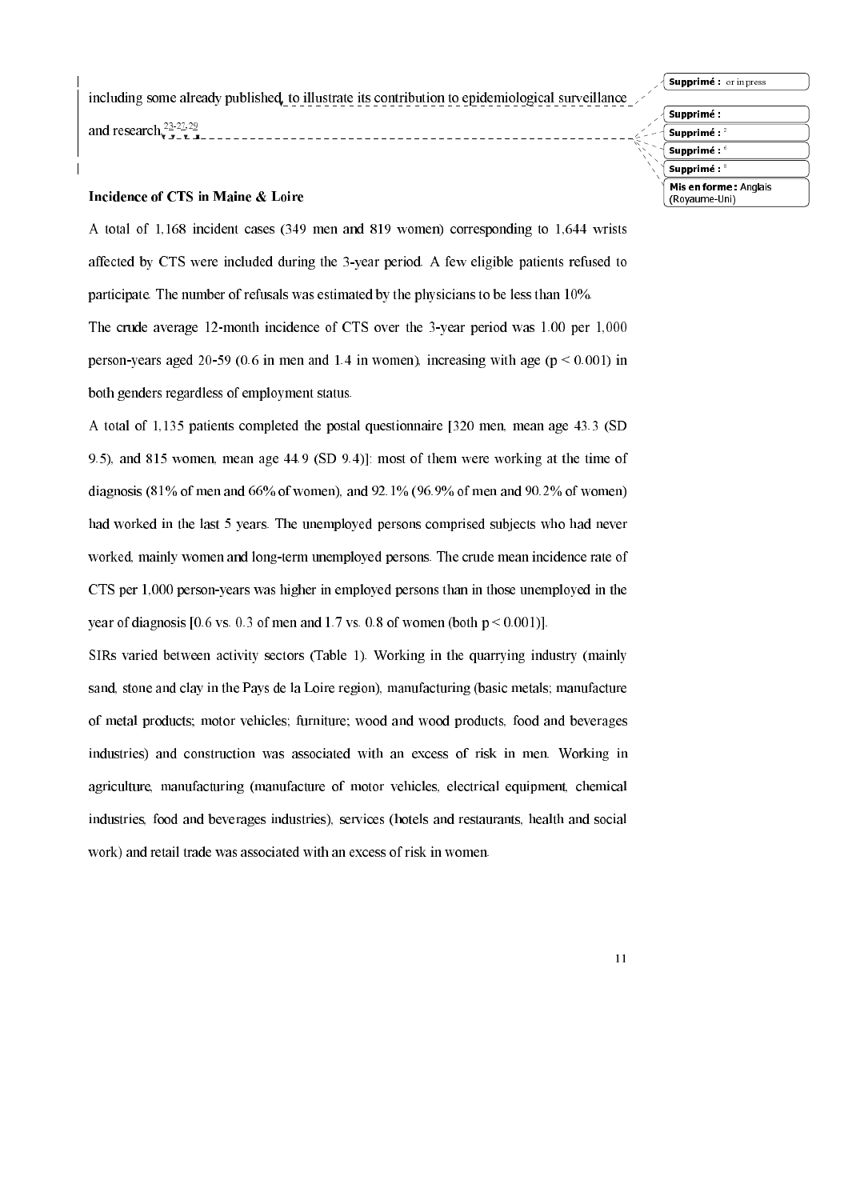including some already published, to illustrate its contribution to epidemiological surveillance and research.[23-27,29]

**Incidence of CTS in Maine & Loire**

A total of 1,168 incident cases (349 men and 819 women) corresponding to 1,644 wrists affected by CTS were included during the 3-year period. A few eligible patients refused to participate. The number of refusals was estimated by the physicians to be less than 10%.

The crude average 12-month incidence of CTS over the 3-year period was 1.00 per 1,000 person-years aged 20-59 (0.6 in men and 1.4 in women), increasing with age ($p < 0.001$) in both genders regardless of employment status.

A total of 1,135 patients completed the postal questionnaire [320 men, mean age 43.3 (SD 9.5), and 815 women, mean age 44.9 (SD 9.4)]: most of them were working at the time of diagnosis (81% of men and 66% of women), and 92.1% (96.9% of men and 90.2% of women) had worked in the last 5 years. The unemployed persons comprised subjects who had never worked, mainly women and long-term unemployed persons. The crude mean incidence rate of CTS per 1,000 person-years was higher in employed persons than in those unemployed in the year of diagnosis [0.6 vs. 0.3 of men and 1.7 vs. 0.8 of women (both $p < 0.001$)].

SIRs varied between activity sectors (Table 1). Working in the quarrying industry (mainly sand, stone and clay in the Pays de la Loire region), manufacturing (basic metals; manufacture of metal products; motor vehicles; furniture; wood and wood products, food and beverages industries) and construction was associated with an excess of risk in men. Working in agriculture, manufacturing (manufacture of motor vehicles, electrical equipment, chemical industries, food and beverages industries), services (hotels and restaurants, health and social work) and retail trade was associated with an excess of risk in women.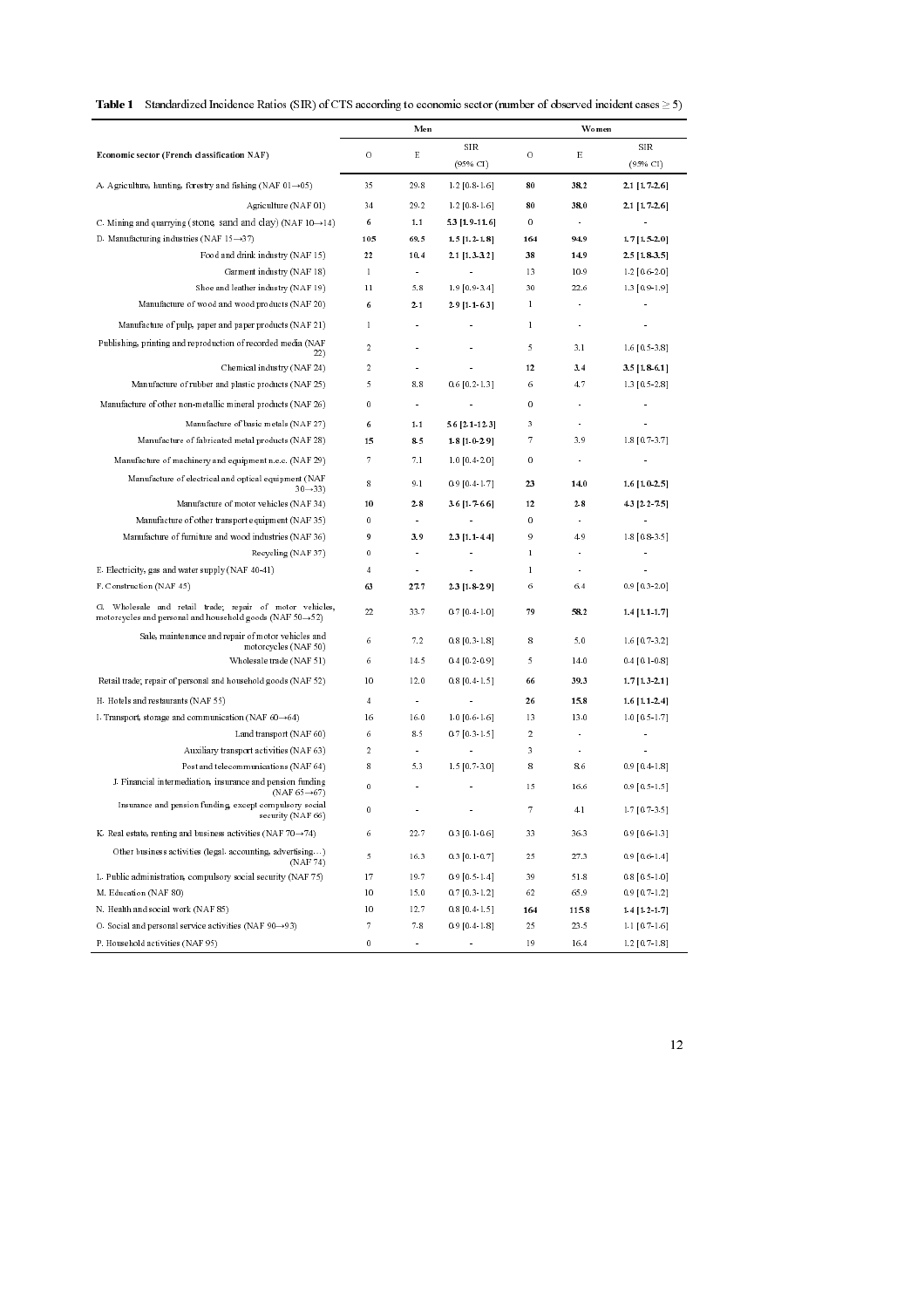**Table 1** Standardized Incidence Ratios (SIR) of CTS according to economic sector (number of observed incident cases ≥ 5)

| Economic sector (French classification NAF) | Men | | | Women | | |
|---|---|---|---|---|---|---|
| | O | E | SIR (95% CI) | O | E | SIR (95% CI) |
| A. Agriculture, hunting, forestry and fishing (NAF 01→05) | 35 | 29.8 | 1.2 [0.8-1.6] | **80** | **38.2** | **2.1 [1.7-2.6]** |
| Agriculture (NAF 01) | 34 | 29.2 | 1.2 [0.8-1.6] | **80** | **38.0** | **2.1 [1.7-2.6]** |
| C. Mining and quarrying (stone, sand and clay) (NAF 10→14) | **6** | **1.1** | **5.3 [1.9-11.6]** | 0 | - | - |
| D. Manufacturing industries (NAF 15→37) | **105** | **69.5** | **1.5 [1.2-1.8]** | **164** | **94.9** | **1.7 [1.5-2.0]** |
| Food and drink industry (NAF 15) | **22** | **10.4** | **2.1 [1.3-3.2]** | **38** | **14.9** | **2.5 [1.8-3.5]** |
| Garment industry (NAF 18) | 1 | - | - | 13 | 10.9 | 1.2 [0.6-2.0] |
| Shoe and leather industry (NAF 19) | 11 | 5.8 | 1.9 [0.9-3.4] | 30 | 22.6 | 1.3 [0.9-1.9] |
| Manufacture of wood and wood products (NAF 20) | **6** | **2.1** | **2.9 [1.1-6.3]** | 1 | - | - |
| Manufacture of pulp, paper and paper products (NAF 21) | 1 | - | - | 1 | - | - |
| Publishing, printing and reproduction of recorded media (NAF 22) | 2 | - | - | 5 | 3.1 | 1.6 [0.5-3.8] |
| Chemical industry (NAF 24) | 2 | - | - | **12** | **3.4** | **3.5 [1.8-6.1]** |
| Manufacture of rubber and plastic products (NAF 25) | 5 | 8.8 | 0.6 [0.2-1.3] | 6 | 4.7 | 1.3 [0.5-2.8] |
| Manufacture of other non-metallic mineral products (NAF 26) | 0 | - | - | 0 | - | - |
| Manufacture of basic metals (NAF 27) | **6** | **1.1** | **5.6 [2.1-12.3]** | 3 | - | - |
| Manufacture of fabricated metal products (NAF 28) | **15** | **8.5** | **1.8 [1.0-2.9]** | 7 | 3.9 | 1.8 [0.7-3.7] |
| Manufacture of machinery and equipment n.e.c. (NAF 29) | 7 | 7.1 | 1.0 [0.4-2.0] | 0 | - | - |
| Manufacture of electrical and optical equipment (NAF 30→33) | 8 | 9.1 | 0.9 [0.4-1.7] | **23** | **14.0** | **1.6 [1.0-2.5]** |
| Manufacture of motor vehicles (NAF 34) | **10** | **2.8** | **3.6 [1.7-6.6]** | **12** | **2.8** | **4.3 [2.2-7.5]** |
| Manufacture of other transport equipment (NAF 35) | 0 | - | - | 0 | - | - |
| Manufacture of furniture and wood industries (NAF 36) | **9** | **3.9** | **2.3 [1.1-4.4]** | 9 | 4.9 | 1.8 [0.8-3.5] |
| Recycling (NAF 37) | 0 | - | - | 1 | - | - |
| E. Electricity, gas and water supply (NAF 40-41) | 4 | - | - | 1 | - | - |
| F. Construction (NAF 45) | **63** | **27.7** | **2.3 [1.8-2.9]** | 6 | 6.4 | 0.9 [0.3-2.0] |
| G. Wholesale and retail trade; repair of motor vehicles, motorcycles and personal and household goods (NAF 50→52) | 22 | 33.7 | 0.7 [0.4-1.0] | **79** | **58.2** | **1.4 [1.1-1.7]** |
| Sale, maintenance and repair of motor vehicles and motorcycles (NAF 50) | 6 | 7.2 | 0.8 [0.3-1.8] | 8 | 5.0 | 1.6 [0.7-3.2] |
| Wholesale trade (NAF 51) | 6 | 14.5 | 0.4 [0.2-0.9] | 5 | 14.0 | 0.4 [0.1-0.8] |
| Retail trade; repair of personal and household goods (NAF 52) | 10 | 12.0 | 0.8 [0.4-1.5] | **66** | **39.3** | **1.7 [1.3-2.1]** |
| H. Hotels and restaurants (NAF 55) | 4 | - | - | **26** | **15.8** | **1.6 [1.1-2.4]** |
| I. Transport, storage and communication (NAF 60→64) | 16 | 16.0 | 1.0 [0.6-1.6] | 13 | 13.0 | 1.0 [0.5-1.7] |
| Land transport (NAF 60) | 6 | 8.5 | 0.7 [0.3-1.5] | 2 | - | - |
| Auxiliary transport activities (NAF 63) | 2 | - | - | 3 | - | - |
| Post and telecommunications (NAF 64) | 8 | 5.3 | 1.5 [0.7-3.0] | 8 | 8.6 | 0.9 [0.4-1.8] |
| J. Financial intermediation, insurance and pension funding (NAF 65→67) | 0 | - | - | 15 | 16.6 | 0.9 [0.5-1.5] |
| Insurance and pension funding, except compulsory social security (NAF 66) | 0 | - | - | 7 | 4.1 | 1.7 [0.7-3.5] |
| K. Real estate, renting and business activities (NAF 70→74) | 6 | 22.7 | 0.3 [0.1-0.6] | 33 | 36.3 | 0.9 [0.6-1.3] |
| Other business activities (legal, accounting, advertising…) (NAF 74) | 5 | 16.3 | 0.3 [0.1-0.7] | 25 | 27.3 | 0.9 [0.6-1.4] |
| L. Public administration, compulsory social security (NAF 75) | 17 | 19.7 | 0.9 [0.5-1.4] | 39 | 51.8 | 0.8 [0.5-1.0] |
| M. Education (NAF 80) | 10 | 15.0 | 0.7 [0.3-1.2] | 62 | 65.9 | 0.9 [0.7-1.2] |
| N. Health and social work (NAF 85) | 10 | 12.7 | 0.8 [0.4-1.5] | **164** | **115.8** | **1.4 [1.2-1.7]** |
| O. Social and personal service activities (NAF 90→93) | 7 | 7.8 | 0.9 [0.4-1.8] | 25 | 23.5 | 1.1 [0.7-1.6] |
| P. Household activities (NAF 95) | 0 | - | - | 19 | 16.4 | 1.2 [0.7-1.8] |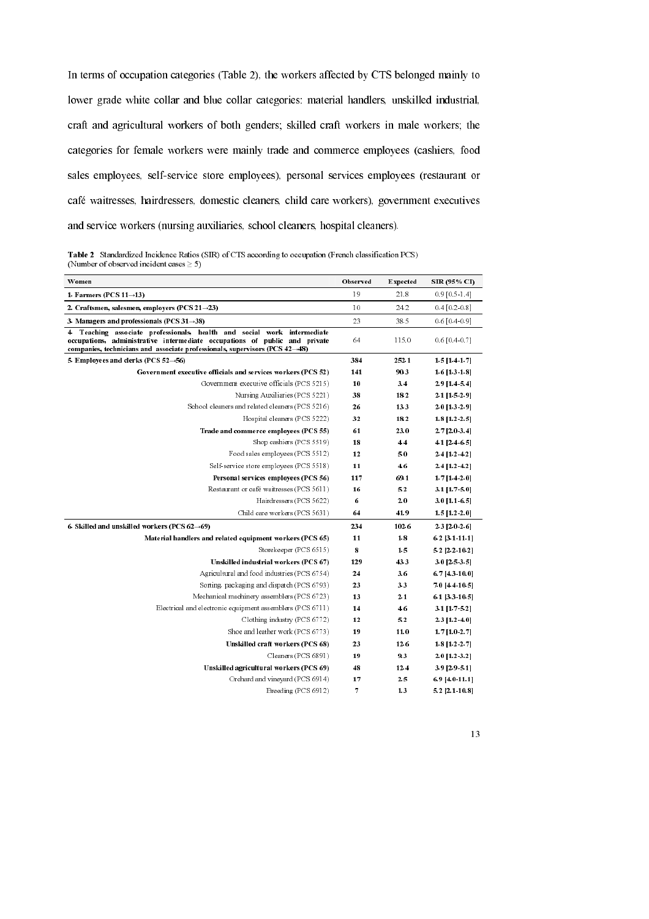In terms of occupation categories (Table 2), the workers affected by CTS belonged mainly to lower grade white collar and blue collar categories: material handlers, unskilled industrial, craft and agricultural workers of both genders; skilled craft workers in male workers; the categories for female workers were mainly trade and commerce employees (cashiers, food sales employees, self-service store employees), personal services employees (restaurant or café waitresses, hairdressers, domestic cleaners, child care workers), government executives and service workers (nursing auxiliaries, school cleaners, hospital cleaners).

**Table 2** Standardized Incidence Ratios (SIR) of CTS according to occupation (French classification PCS) (Number of observed incident cases ≥ 5)

| Women | Observed | Expected | SIR (95% CI) |
|---|---|---|---|
| **1- Farmers (PCS 11→13)** | 19 | 21.8 | 0.9 [0.5-1.4] |
| **2. Craftsmen, salesmen, employers (PCS 21→23)** | 10 | 24.2 | 0.4 [0.2-0.8] |
| **3- Managers and professionals (PCS 31→38)** | 23 | 38.5 | 0.6 [0.4-0.9] |
| **4- Teaching associate professionals, health and social work intermediate occupations, administrative intermediate occupations of public and private companies, technicians and associate professionals, supervisors (PCS 42→48)** | 64 | 115.0 | 0.6 [0.4-0.7] |
| **5- Employees and clerks (PCS 52→56)** | **384** | **252.1** | **1.5 [1.4-1.7]** |
| **Government executive officials and services workers (PCS 52)** | **141** | **90.3** | **1.6 [1.3-1.8]** |
| Government executive officials (PCS 5215) | **10** | **3.4** | **2.9 [1.4-5.4]** |
| Nursing Auxiliaries (PCS 5221) | **38** | **18.2** | **2.1 [1.5-2.9]** |
| School cleaners and related cleaners (PCS 5216) | **26** | **13.3** | **2.0 [1.3-2.9]** |
| Hospital cleaners (PCS 5222) | **32** | **18.2** | **1.8 [1.2-2.5]** |
| **Trade and commerce employees (PCS 55)** | **61** | **23.0** | **2.7 [2.0-3.4]** |
| Shop cashiers (PCS 5519) | **18** | **4.4** | **4.1 [2.4-6.5]** |
| Food sales employees (PCS 5512) | **12** | **5.0** | **2.4 [1.2-4.2]** |
| Self-service store employees (PCS 5518) | **11** | **4.6** | **2.4 [1.2-4.2]** |
| **Personal services employees (PCS 56)** | **117** | **69.1** | **1.7 [1.4-2.0]** |
| Restaurant or café waitresses (PCS 5611) | **16** | **5.2** | **3.1 [1.7-5.0]** |
| Hairdressers (PCS 5622) | **6** | **2.0** | **3.0 [1.1-6.5]** |
| Child care workers (PCS 5631) | **64** | **41.9** | **1.5 [1.2-2.0]** |
| **6- Skilled and unskilled workers (PCS 62→69)** | **234** | **102.6** | **2.3 [2.0-2.6]** |
| **Material handlers and related equipment workers (PCS 65)** | **11** | **1.8** | **6.2 [3.1-11.1]** |
| Storekeeper (PCS 6515) | **8** | **1.5** | **5.2 [2.2-10.2]** |
| **Unskilled industrial workers (PCS 67)** | **129** | **43.3** | **3.0 [2.5-3.5]** |
| Agricultural and food industries (PCS 6754) | **24** | **3.6** | **6.7 [4.3-10.0]** |
| Sorting, packaging and dispatch (PCS 6793) | **23** | **3.3** | **7.0 [4.4-10.5]** |
| Mechanical machinery assemblers (PCS 6723) | **13** | **2.1** | **6.1 [3.3-10.5]** |
| Electrical and electronic equipment assemblers (PCS 6711) | **14** | **4.6** | **3.1 [1.7-5.2]** |
| Clothing industry (PCS 6772) | **12** | **5.2** | **2.3 [1.2-4.0]** |
| Shoe and leather work (PCS 6773) | **19** | **11.0** | **1.7 [1.0-2.7]** |
| **Unskilled craft workers (PCS 68)** | **23** | **12.6** | **1.8 [1.2-2.7]** |
| Cleaners (PCS 6891) | **19** | **9.3** | **2.0 [1.2-3.2]** |
| **Unskilled agricultural workers (PCS 69)** | **48** | **12.4** | **3.9 [2.9-5.1]** |
| Orchard and vineyard (PCS 6914) | **17** | **2.5** | **6.9 [4.0-11.1]** |
| Breeding (PCS 6912) | **7** | **1.3** | **5.2 [2.1-10.8]** |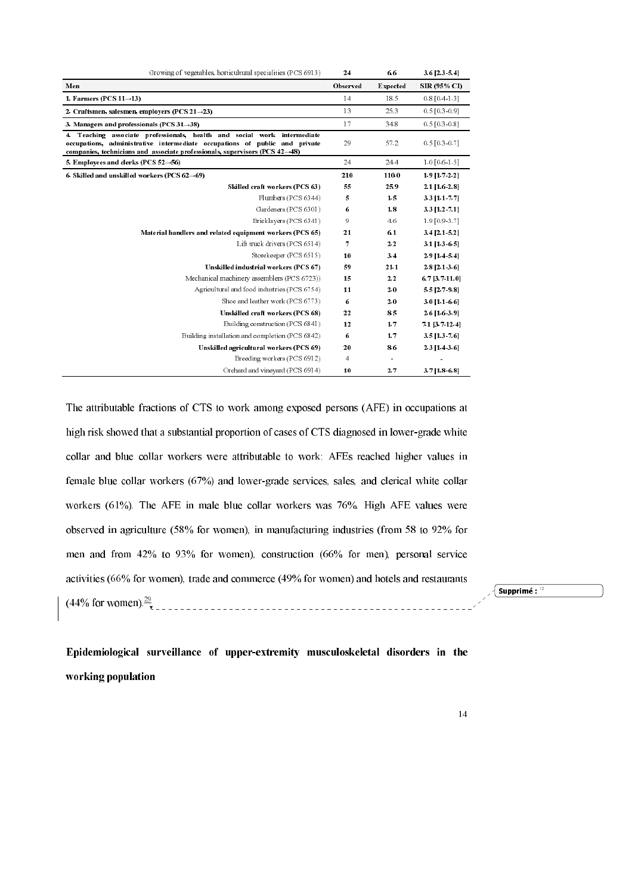| | Observed | Expected | SIR (95% CI) |
|---|---|---|---|
| Growing of vegetables, horticultural specialities (PCS 6913) | **24** | **6.6** | **3.6 [2.3-5.4]** |
| **Men** | **Observed** | **Expected** | **SIR (95% CI)** |
| **1. Farmers (PCS 11→13)** | 14 | 18.5 | 0.8 [0.4-1.3] |
| **2. Craftsmen, salesmen, employers (PCS 21→23)** | 13 | 25.3 | 0.5 [0.3-0.9] |
| **3. Managers and professionals (PCS 31→38)** | 17 | 34.8 | 0.5 [0.3-0.8] |
| **4. Teaching associate professionals, health and social work intermediate occupations, administrative intermediate occupations of public and private companies, technicians and associate professionals, supervisors (PCS 42→48)** | 29 | 57.2 | 0.5 [0.3-0.7] |
| **5. Employees and clerks (PCS 52→56)** | 24 | 24.4 | 1.0 [0.6-1.5] |
| **6. Skilled and unskilled workers (PCS 62→69)** | **210** | **110.0** | **1.9 [1.7-2.2]** |
| **Skilled craft workers (PCS 63)** | **55** | **25.9** | **2.1 [1.6-2.8]** |
| Plumbers (PCS 6344) | **5** | **1.5** | **3.3 [1.1-7.7]** |
| Gardeners (PCS 6301) | **6** | **1.8** | **3.3 [1.2-7.1]** |
| Bricklayers (PCS 6341) | 9 | 4.6 | 1.9 [0.9-3.7] |
| **Material handlers and related equipment workers (PCS 65)** | **21** | **6.1** | **3.4 [2.1-5.2]** |
| Lift truck drivers (PCS 6514) | **7** | **2.2** | **3.1 [1.3-6.5]** |
| Storekeeper (PCS 6515) | **10** | **3.4** | **2.9 [1.4-5.4]** |
| **Unskilled industrial workers (PCS 67)** | **59** | **21.1** | **2.8 [2.1-3.6]** |
| Mechanical machinery assemblers (PCS 6723)) | **15** | **2.2** | **6.7 [3.7-11.0]** |
| Agricultural and food industries (PCS 6754) | **11** | **2.0** | **5.5 [2.7-9.8]** |
| Shoe and leather work (PCS 6773) | **6** | **2.0** | **3.0 [1.1-6.6]** |
| **Unskilled craft workers (PCS 68)** | **22** | **8.5** | **2.6 [1.6-3.9]** |
| Building construction (PCS 6841) | **12** | **1.7** | **7.1 [3.7-12.4]** |
| Building installation and completion (PCS 6842) | **6** | **1.7** | **3.5 [1.3-7.6]** |
| **Unskilled agricultural workers (PCS 69)** | **20** | **8.6** | **2.3 [1.4-3.6]** |
| Breeding workers (PCS 6912) | 4 | - | - |
| Orchard and vineyard (PCS 6914) | **10** | **2.7** | **3.7 [1.8-6.8]** |

The attributable fractions of CTS to work among exposed persons (AFE) in occupations at high risk showed that a substantial proportion of cases of CTS diagnosed in lower-grade white collar and blue collar workers were attributable to work: AFEs reached higher values in female blue collar workers (67%) and lower-grade services, sales, and clerical white collar workers (61%). The AFE in male blue collar workers was 76%. High AFE values were observed in agriculture (58% for women), in manufacturing industries (from 58 to 92% for men and from 42% to 93% for women), construction (66% for men), personal service activities (66% for women), trade and commerce (49% for women) and hotels and restaurants (44% for women).[29]

**Epidemiological surveillance of upper-extremity musculoskeletal disorders in the working population**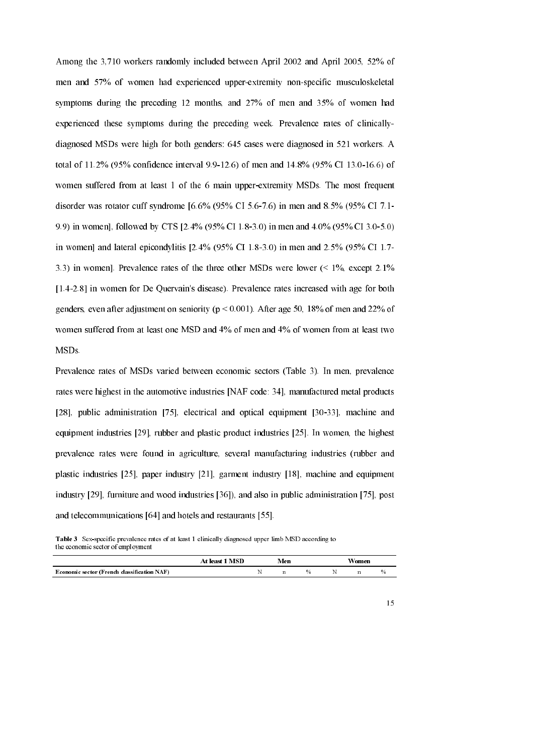Among the 3,710 workers randomly included between April 2002 and April 2005, 52% of men and 57% of women had experienced upper-extremity non-specific musculoskeletal symptoms during the preceding 12 months, and 27% of men and 35% of women had experienced these symptoms during the preceding week. Prevalence rates of clinically-diagnosed MSDs were high for both genders: 645 cases were diagnosed in 521 workers. A total of 11.2% (95% confidence interval 9.9-12.6) of men and 14.8% (95% CI 13.0-16.6) of women suffered from at least 1 of the 6 main upper-extremity MSDs. The most frequent disorder was rotator cuff syndrome [6.6% (95% CI 5.6-7.6) in men and 8.5% (95% CI 7.1-9.9) in women], followed by CTS [2.4% (95% CI 1.8-3.0) in men and 4.0% (95% CI 3.0-5.0) in women] and lateral epicondylitis [2.4% (95% CI 1.8-3.0) in men and 2.5% (95% CI 1.7-3.3) in women]. Prevalence rates of the three other MSDs were lower (< 1%, except 2.1% [1.4-2.8] in women for De Quervain's disease). Prevalence rates increased with age for both genders, even after adjustment on seniority ($p < 0.001$). After age 50, 18% of men and 22% of women suffered from at least one MSD and 4% of men and 4% of women from at least two MSDs.

Prevalence rates of MSDs varied between economic sectors (Table 3). In men, prevalence rates were highest in the automotive industries [NAF code: 34], manufactured metal products [28], public administration [75], electrical and optical equipment [30-33], machine and equipment industries [29], rubber and plastic product industries [25]. In women, the highest prevalence rates were found in agriculture, several manufacturing industries (rubber and plastic industries [25], paper industry [21], garment industry [18], machine and equipment industry [29], furniture and wood industries [36]), and also in public administration [75], post and telecommunications [64] and hotels and restaurants [55].

**Table 3** Sex-specific prevalence rates of at least 1 clinically diagnosed upper limb MSD according to the economic sector of employment

| At least 1 MSD | Men | | | Women | | |
|---|---|---|---|---|---|---|
| **Economic sector (French classification NAF)** | N | n | % | N | n | % |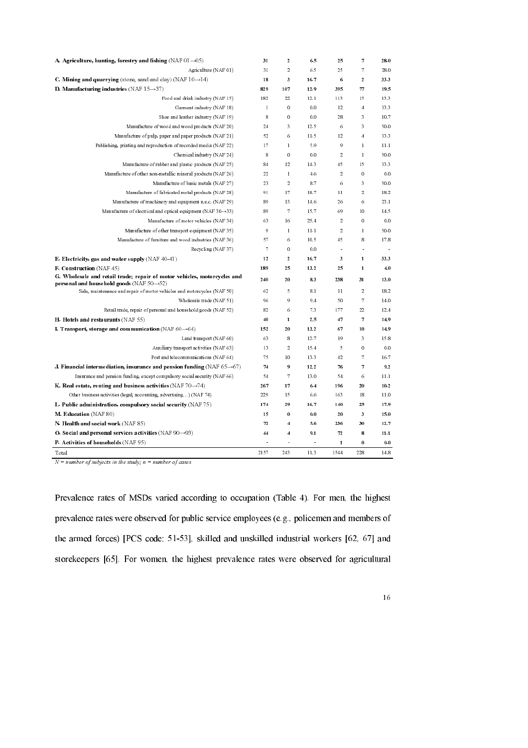| | | | | | | |
|---|---|---|---|---|---|---|
| **A. Agriculture, hunting, forestry and fishing** (NAF 01→05) | **31** | **2** | **6.5** | **25** | **7** | **28.0** |
| Agriculture (NAF 01) | 31 | 2 | 6.5 | 25 | 7 | 28.0 |
| **C. Mining and quarrying** (stone, sand and clay) (NAF 10→14) | **18** | **3** | **16.7** | **6** | **2** | **33.3** |
| **D. Manufacturing industries** (NAF 15→37) | **829** | **107** | **12.9** | **395** | **77** | **19.5** |
| Food and drink industry (NAF 15) | 182 | 22 | 12.1 | 113 | 15 | 13.3 |
| Garment industry (NAF 18) | 1 | 0 | 0.0 | 12 | 4 | 33.3 |
| Shoe and leather industry (NAF 19) | 8 | 0 | 0.0 | 28 | 3 | 10.7 |
| Manufacture of wood and wood products (NAF 20) | 24 | 3 | 12.5 | 6 | 3 | 50.0 |
| Manufacture of pulp, paper and paper products (NAF 21) | 52 | 6 | 11.5 | 12 | 4 | 33.3 |
| Publishing, printing and reproduction of recorded media (NAF 22) | 17 | 1 | 5.9 | 9 | 1 | 11.1 |
| Chemical industry (NAF 24) | 8 | 0 | 0.0 | 2 | 1 | 50.0 |
| Manufacture of rubber and plastic products (NAF 25) | 84 | 12 | 14.3 | 45 | 15 | 33.3 |
| Manufacture of other non-metallic mineral products (NAF 26) | 22 | 1 | 4.6 | 2 | 0 | 0.0 |
| Manufacture of basic metals (NAF 27) | 23 | 2 | 8.7 | 6 | 3 | 50.0 |
| Manufacture of fabricated metal products (NAF 28) | 91 | 17 | 18.7 | 11 | 2 | 18.2 |
| Manufacture of machinery and equipment n.e.c. (NAF 29) | 89 | 13 | 14.6 | 26 | 6 | 23.1 |
| Manufacture of electrical and optical equipment (NAF 30→33) | 89 | 7 | 15.7 | 69 | 10 | 14.5 |
| Manufacture of motor vehicles (NAF 34) | 63 | 16 | 25.4 | 2 | 0 | 0.0 |
| Manufacture of other transport equipment (NAF 35) | 9 | 1 | 11.1 | 2 | 1 | 50.0 |
| Manufacture of furniture and wood industries (NAF 36) | 57 | 6 | 10.5 | 45 | 8 | 17.8 |
| Recycling (NAF 37) | 7 | 0 | 0.0 | - | - | - |
| **E. Electricity, gas and water supply** (NAF 40-41) | **12** | **2** | **16.7** | **3** | **1** | **33.3** |
| **F. Construction** (NAF 45) | **189** | **25** | **13.2** | **25** | **1** | **4.0** |
| **G. Wholesale and retail trade; repair of motor vehicles, motorcycles and personal and household goods** (NAF 50→52) | **240** | **20** | **8.3** | **238** | **31** | **13.0** |
| Sale, maintenance and repair of motor vehicles and motorcycles (NAF 50) | 62 | 5 | 8.1 | 11 | 2 | 18.2 |
| Wholesale trade (NAF 51) | 96 | 9 | 9.4 | 50 | 7 | 14.0 |
| Retail trade, repair of personal and household goods (NAF 52) | 82 | 6 | 7.3 | 177 | 22 | 12.4 |
| **H. Hotels and restaurants** (NAF 55) | **40** | **1** | **2.5** | **47** | **7** | **14.9** |
| **I. Transport, storage and communication** (NAF 60→64) | **152** | **20** | **13.2** | **67** | **10** | **14.9** |
| Land transport (NAF 60) | 63 | 8 | 12.7 | 19 | 3 | 15.8 |
| Auxiliary transport activities (NAF 63) | 13 | 2 | 15.4 | 5 | 0 | 0.0 |
| Post and telecommunications (NAF 64) | 75 | 10 | 13.3 | 42 | 7 | 16.7 |
| **J. Financial intermediation, insurance and pension funding** (NAF 65→67) | **74** | **9** | **12.2** | **76** | **7** | **9.2** |
| Insurance and pension funding, except compulsory social security (NAF 66) | 54 | 7 | 13.0 | 54 | 6 | 11.1 |
| **K. Real estate, renting and business activities** (NAF 70→74) | **267** | **17** | **6.4** | **196** | **20** | **10.2** |
| Other business activities (legal, accounting, advertising…) (NAF 74) | 229 | 15 | 6.6 | 163 | 18 | 11.0 |
| **L. Public administration, compulsory social security** (NAF 75) | **174** | **29** | **16.7** | **140** | **25** | **17.9** |
| **M. Education** (NAF 80) | **15** | **0** | **0.0** | **20** | **3** | **15.0** |
| **N. Health and social work** (NAF 85) | **72** | **4** | **5.6** | **236** | **30** | **12.7** |
| **O. Social and personal services activities** (NAF 90→93) | **44** | **4** | **9.1** | **72** | **8** | **11.1** |
| **P. Activities of households** (NAF 95) | **-** | **-** | **-** | **1** | **0** | **0.0** |
| Total | 2157 | 243 | 11.3 | 1544 | 228 | 14.8 |

*N = number of subjects in the study; n = number of cases*

Prevalence rates of MSDs varied according to occupation (Table 4). For men, the highest prevalence rates were observed for public service employees (e.g., policemen and members of the armed forces) [PCS code: 51-53], skilled and unskilled industrial workers [62, 67] and storekeepers [65]. For women, the highest prevalence rates were observed for agricultural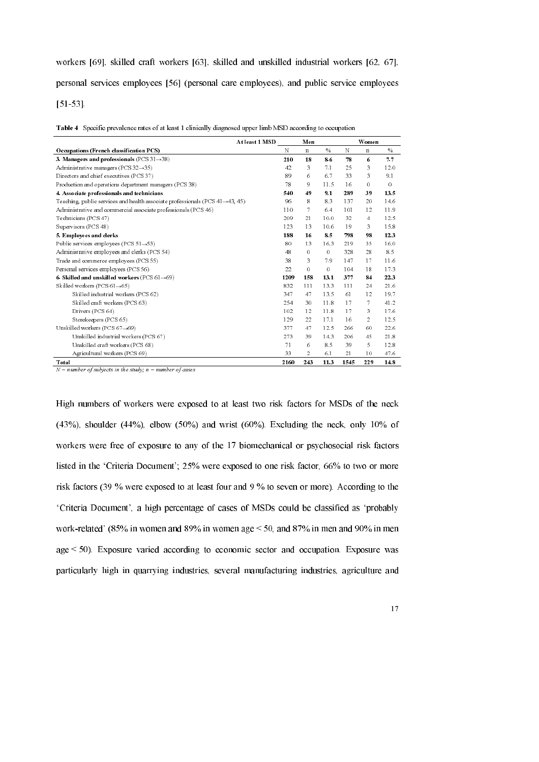workers [69], skilled craft workers [63], skilled and unskilled industrial workers [62, 67], personal services employees [56] (personal care employees), and public service employees [51-53].

**Table 4** Specific prevalence rates of at least 1 clinically diagnosed upper limb MSD according to occupation

| At least 1 MSD | Men | | | Women | | |
|---|---|---|---|---|---|---|
| **Occupations (French classification PCS)** | N | n | % | N | n | % |
| **3. Managers and professionals** (PCS 31→38) | **210** | **18** | **8.6** | **78** | **6** | **7.7** |
| Administrative managers (PCS 32→35) | 42 | 3 | 7.1 | 25 | 3 | 12.0 |
| Directors and chief executives (PCS 37) | 89 | 6 | 6.7 | 33 | 3 | 9.1 |
| Production and operations department managers (PCS 38) | 78 | 9 | 11.5 | 16 | 0 | 0 |
| **4. Associate professionals and technicians** | **540** | **49** | **9.1** | **289** | **39** | **13.5** |
| Teaching, public services and health associate professionals (PCS 41→43, 45) | 96 | 8 | 8.3 | 137 | 20 | 14.6 |
| Administrative and commercial associate professionals (PCS 46) | 110 | 7 | 6.4 | 101 | 12 | 11.9 |
| Technicians (PCS 47) | 209 | 21 | 10.0 | 32 | 4 | 12.5 |
| Supervisors (PCS 48) | 123 | 13 | 10.6 | 19 | 3 | 15.8 |
| **5. Employees and clerks** | **188** | **16** | **8.5** | **798** | **98** | **12.3** |
| Public services employees (PCS 51→53) | 80 | 13 | 16.3 | 219 | 35 | 16.0 |
| Administrative employees and clerks (PCS 54) | 48 | 0 | 0 | 328 | 28 | 8.5 |
| Trade and commerce employees (PCS 55) | 38 | 3 | 7.9 | 147 | 17 | 11.6 |
| Personal services employees (PCS 56) | 22 | 0 | 0 | 104 | 18 | 17.3 |
| **6. Skilled and unskilled workers** (PCS 61→69) | **1209** | **158** | **13.1** | **377** | **84** | **22.3** |
| Skilled workers (PCS 61→65) | 832 | 111 | 13.3 | 111 | 24 | 21.6 |
| Skilled industrial workers (PCS 62) | 347 | 47 | 13.5 | 61 | 12 | 19.7 |
| Skilled craft workers (PCS 63) | 254 | 30 | 11.8 | 17 | 7 | 41.2 |
| Drivers (PCS 64) | 102 | 12 | 11.8 | 17 | 3 | 17.6 |
| Storekeepers (PCS 65) | 129 | 22 | 17.1 | 16 | 2 | 12.5 |
| Unskilled workers (PCS 67→69) | 377 | 47 | 12.5 | 266 | 60 | 22.6 |
| Unskilled industrial workers (PCS 67) | 273 | 39 | 14.3 | 206 | 45 | 21.8 |
| Unskilled craft workers (PCS 68) | 71 | 6 | 8.5 | 39 | 5 | 12.8 |
| Agricultural workers (PCS 69) | 33 | 2 | 6.1 | 21 | 10 | 47.6 |
| **Total** | **2160** | **243** | **11.3** | **1545** | **229** | **14.8** |

*N = number of subjects in the study; n = number of cases*

High numbers of workers were exposed to at least two risk factors for MSDs of the neck (43%), shoulder (44%), elbow (50%) and wrist (60%). Excluding the neck, only 10% of workers were free of exposure to any of the 17 biomechanical or psychosocial risk factors listed in the 'Criteria Document'; 25% were exposed to one risk factor, 66% to two or more risk factors (39 % were exposed to at least four and 9 % to seven or more). According to the 'Criteria Document', a high percentage of cases of MSDs could be classified as 'probably work-related' (85% in women and 89% in women age < 50, and 87% in men and 90% in men age < 50). Exposure varied according to economic sector and occupation. Exposure was particularly high in quarrying industries, several manufacturing industries, agriculture and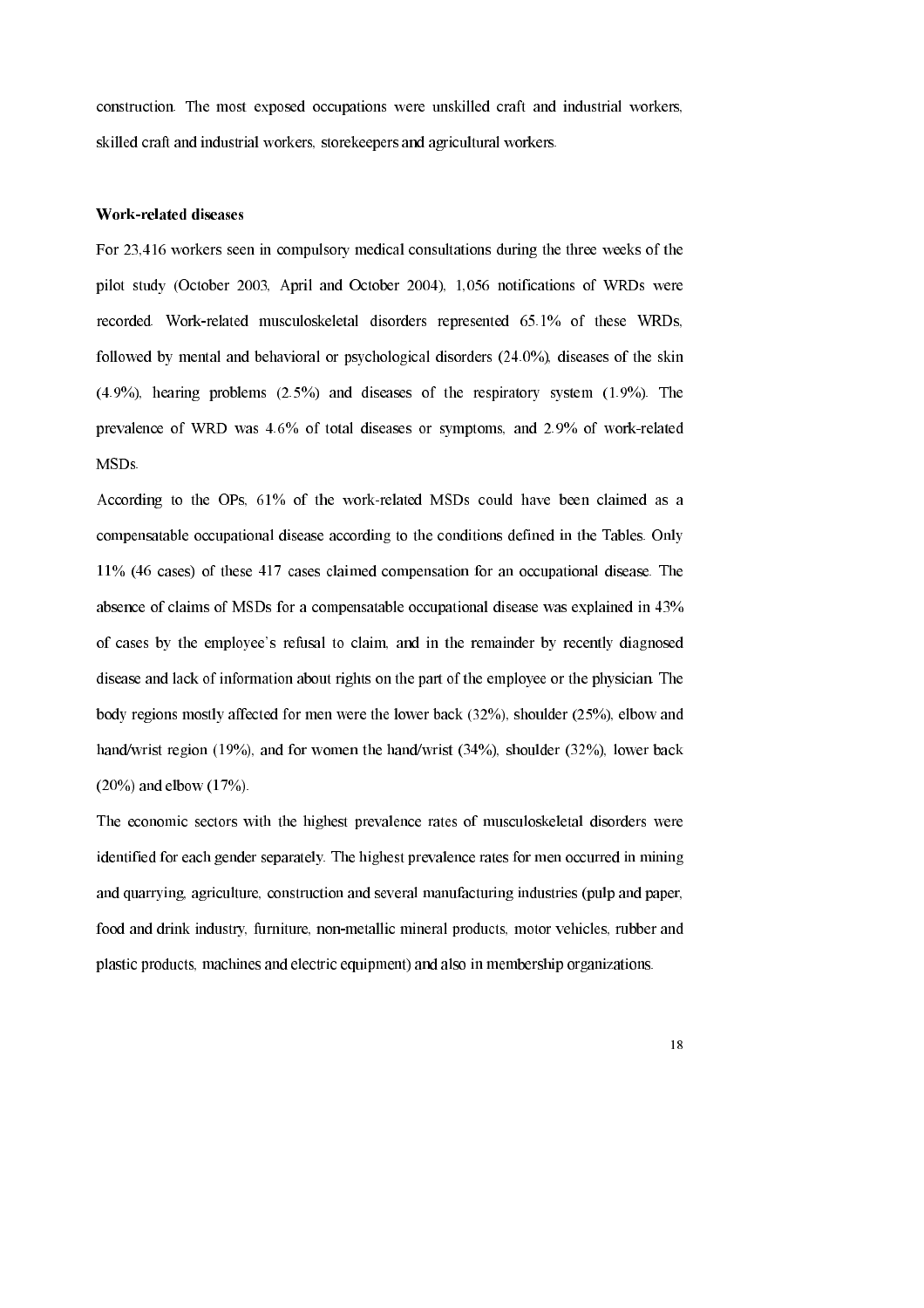construction. The most exposed occupations were unskilled craft and industrial workers, skilled craft and industrial workers, storekeepers and agricultural workers.

**Work-related diseases**

For 23,416 workers seen in compulsory medical consultations during the three weeks of the pilot study (October 2003, April and October 2004), 1,056 notifications of WRDs were recorded. Work-related musculoskeletal disorders represented 65.1% of these WRDs, followed by mental and behavioral or psychological disorders (24.0%), diseases of the skin (4.9%), hearing problems (2.5%) and diseases of the respiratory system (1.9%). The prevalence of WRD was 4.6% of total diseases or symptoms, and 2.9% of work-related MSDs.

According to the OPs, 61% of the work-related MSDs could have been claimed as a compensatable occupational disease according to the conditions defined in the Tables. Only 11% (46 cases) of these 417 cases claimed compensation for an occupational disease. The absence of claims of MSDs for a compensatable occupational disease was explained in 43% of cases by the employee's refusal to claim, and in the remainder by recently diagnosed disease and lack of information about rights on the part of the employee or the physician. The body regions mostly affected for men were the lower back (32%), shoulder (25%), elbow and hand/wrist region (19%), and for women the hand/wrist (34%), shoulder (32%), lower back (20%) and elbow (17%).

The economic sectors with the highest prevalence rates of musculoskeletal disorders were identified for each gender separately. The highest prevalence rates for men occurred in mining and quarrying, agriculture, construction and several manufacturing industries (pulp and paper, food and drink industry, furniture, non-metallic mineral products, motor vehicles, rubber and plastic products, machines and electric equipment) and also in membership organizations.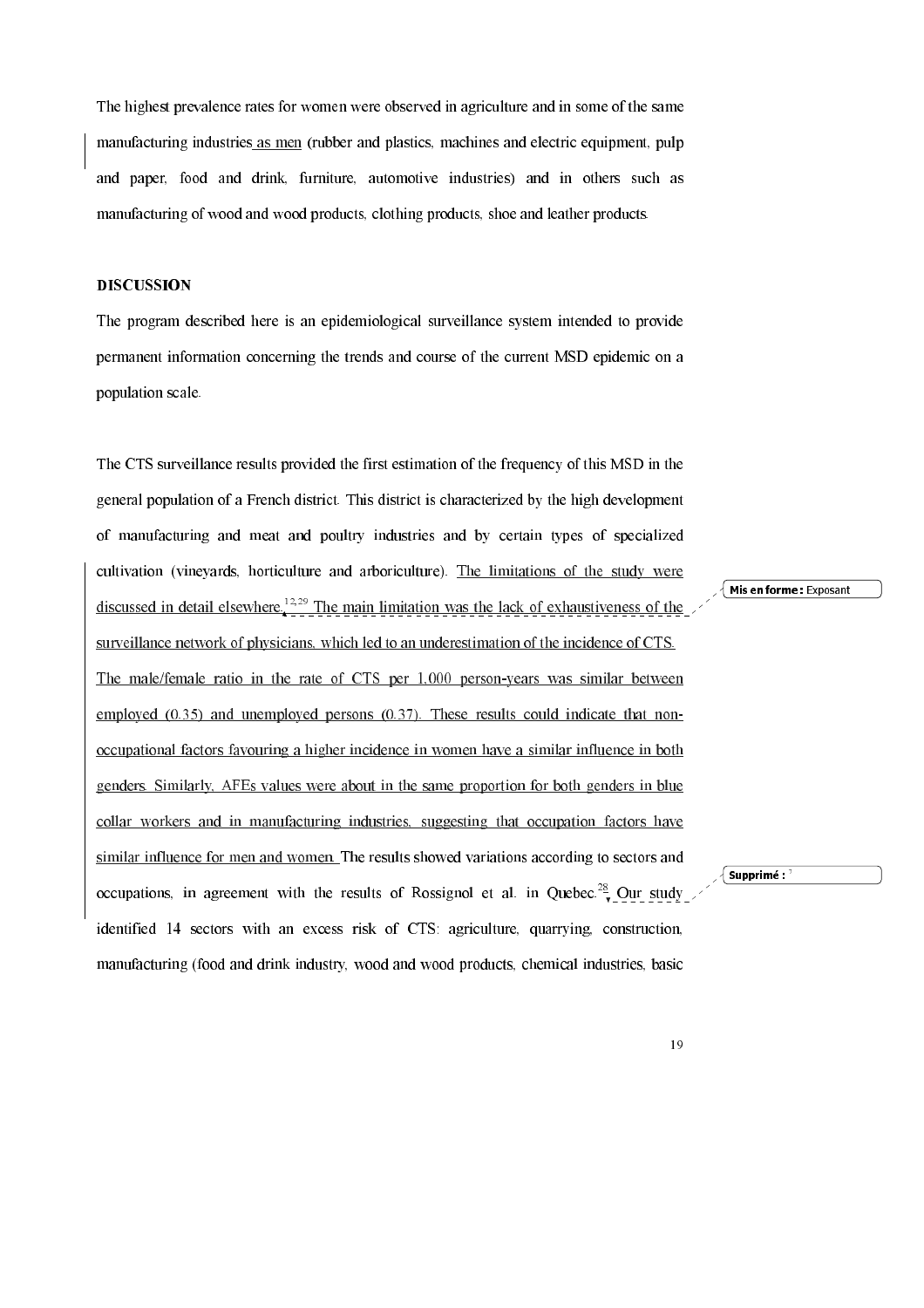The highest prevalence rates for women were observed in agriculture and in some of the same manufacturing industries as men (rubber and plastics, machines and electric equipment, pulp and paper, food and drink, furniture, automotive industries) and in others such as manufacturing of wood and wood products, clothing products, shoe and leather products.

**DISCUSSION**

The program described here is an epidemiological surveillance system intended to provide permanent information concerning the trends and course of the current MSD epidemic on a population scale.

The CTS surveillance results provided the first estimation of the frequency of this MSD in the general population of a French district. This district is characterized by the high development of manufacturing and meat and poultry industries and by certain types of specialized cultivation (vineyards, horticulture and arboriculture). The limitations of the study were discussed in detail elsewhere.[12,29] The main limitation was the lack of exhaustiveness of the surveillance network of physicians, which led to an underestimation of the incidence of CTS. The male/female ratio in the rate of CTS per 1,000 person-years was similar between employed (0.35) and unemployed persons (0.37). These results could indicate that non-occupational factors favouring a higher incidence in women have a similar influence in both genders. Similarly, AFEs values were about in the same proportion for both genders in blue collar workers and in manufacturing industries, suggesting that occupation factors have similar influence for men and women. The results showed variations according to sectors and occupations, in agreement with the results of Rossignol et al. in Quebec.[28] Our study identified 14 sectors with an excess risk of CTS: agriculture, quarrying, construction, manufacturing (food and drink industry, wood and wood products, chemical industries, basic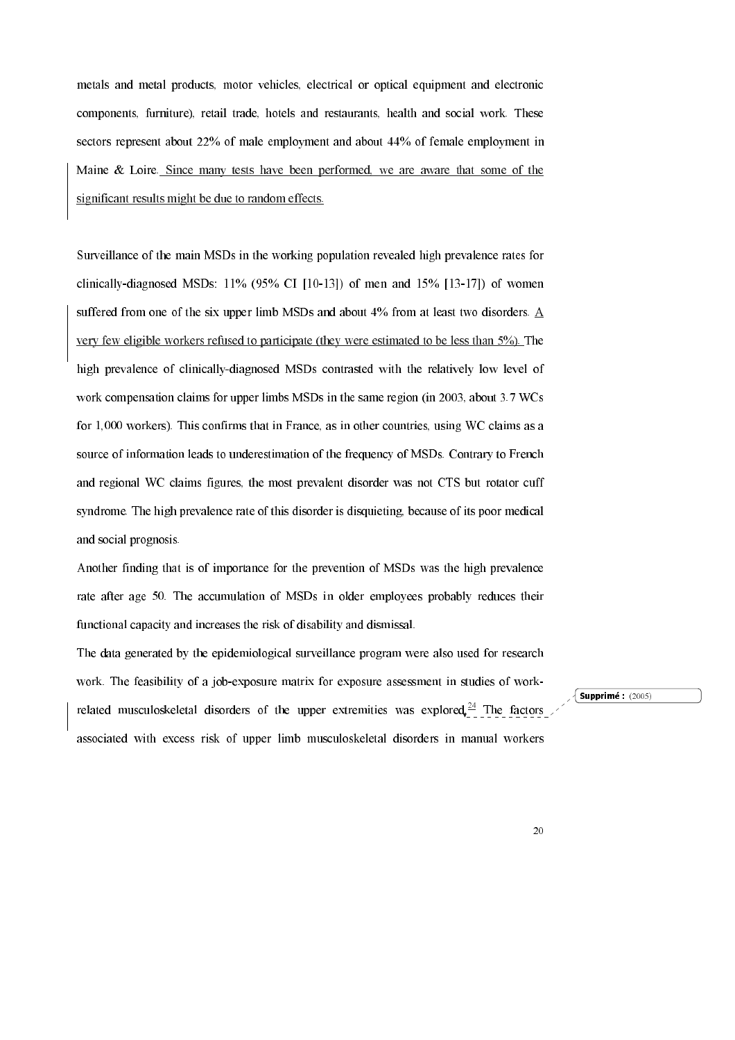metals and metal products, motor vehicles, electrical or optical equipment and electronic components, furniture), retail trade, hotels and restaurants, health and social work. These sectors represent about 22% of male employment and about 44% of female employment in Maine & Loire. Since many tests have been performed, we are aware that some of the significant results might be due to random effects.

Surveillance of the main MSDs in the working population revealed high prevalence rates for clinically-diagnosed MSDs: 11% (95% CI [10-13]) of men and 15% [13-17]) of women suffered from one of the six upper limb MSDs and about 4% from at least two disorders. A very few eligible workers refused to participate (they were estimated to be less than 5%). The high prevalence of clinically-diagnosed MSDs contrasted with the relatively low level of work compensation claims for upper limbs MSDs in the same region (in 2003, about 3.7 WCs for 1,000 workers). This confirms that in France, as in other countries, using WC claims as a source of information leads to underestimation of the frequency of MSDs. Contrary to French and regional WC claims figures, the most prevalent disorder was not CTS but rotator cuff syndrome. The high prevalence rate of this disorder is disquieting, because of its poor medical and social prognosis.

Another finding that is of importance for the prevention of MSDs was the high prevalence rate after age 50. The accumulation of MSDs in older employees probably reduces their functional capacity and increases the risk of disability and dismissal.

The data generated by the epidemiological surveillance program were also used for research work. The feasibility of a job-exposure matrix for exposure assessment in studies of work-related musculoskeletal disorders of the upper extremities was explored.[24] The factors associated with excess risk of upper limb musculoskeletal disorders in manual workers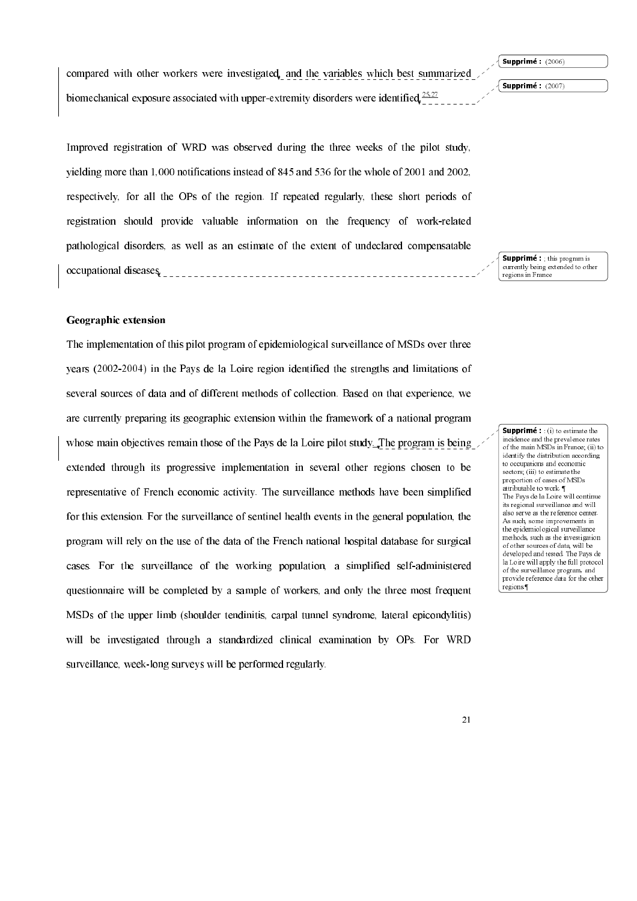compared with other workers were investigated, and the variables which best summarized biomechanical exposure associated with upper-extremity disorders were identified.[25,27]

Improved registration of WRD was observed during the three weeks of the pilot study, yielding more than 1,000 notifications instead of 845 and 536 for the whole of 2001 and 2002, respectively, for all the OPs of the region. If repeated regularly, these short periods of registration should provide valuable information on the frequency of work-related pathological disorders, as well as an estimate of the extent of undeclared compensatable occupational diseases.

**Geographic extension**

The implementation of this pilot program of epidemiological surveillance of MSDs over three years (2002-2004) in the Pays de la Loire region identified the strengths and limitations of several sources of data and of different methods of collection. Based on that experience, we are currently preparing its geographic extension within the framework of a national program whose main objectives remain those of the Pays de la Loire pilot study. The program is being extended through its progressive implementation in several other regions chosen to be representative of French economic activity. The surveillance methods have been simplified for this extension. For the surveillance of sentinel health events in the general population, the program will rely on the use of the data of the French national hospital database for surgical cases. For the surveillance of the working population, a simplified self-administered questionnaire will be completed by a sample of workers, and only the three most frequent MSDs of the upper limb (shoulder tendinitis, carpal tunnel syndrome, lateral epicondylitis) will be investigated through a standardized clinical examination by OPs. For WRD surveillance, week-long surveys will be performed regularly.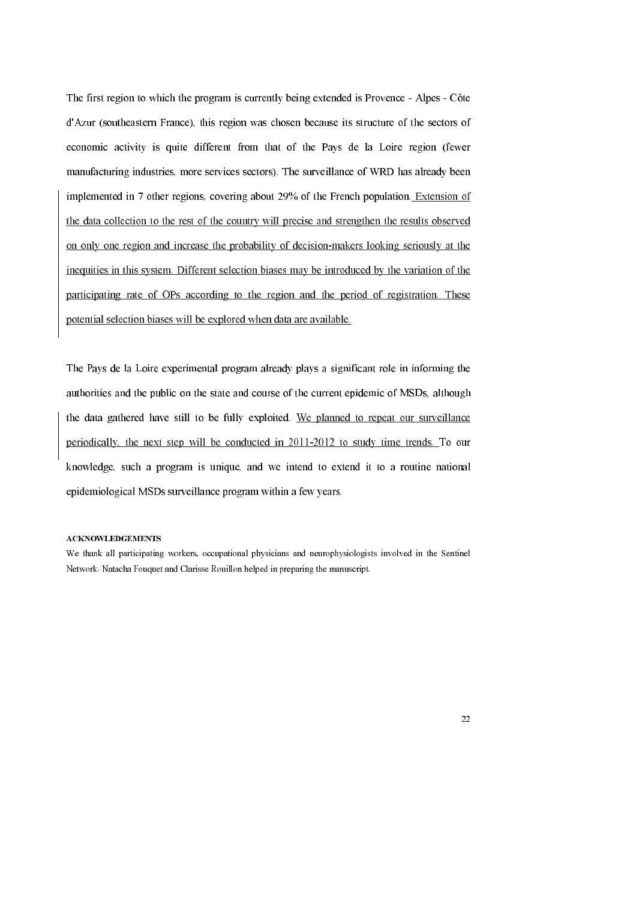The first region to which the program is currently being extended is Provence - Alpes - Côte d'Azur (southeastern France), this region was chosen because its structure of the sectors of economic activity is quite different from that of the Pays de la Loire region (fewer manufacturing industries, more services sectors). The surveillance of WRD has already been implemented in 7 other regions, covering about 29% of the French population. Extension of the data collection to the rest of the country will precise and strengthen the results observed on only one region and increase the probability of decision-makers looking seriously at the inequities in this system. Different selection biases may be introduced by the variation of the participating rate of OPs according to the region and the period of registration. These potential selection biases will be explored when data are available.

The Pays de la Loire experimental program already plays a significant role in informing the authorities and the public on the state and course of the current epidemic of MSDs, although the data gathered have still to be fully exploited. We planned to repeat our surveillance periodically, the next step will be conducted in 2011-2012 to study time trends. To our knowledge, such a program is unique, and we intend to extend it to a routine national epidemiological MSDs surveillance program within a few years.

**ACKNOWLEDGEMENTS**

We thank all participating workers, occupational physicians and neurophysiologists involved in the Sentinel Network. Natacha Fouquet and Clarisse Rouillon helped in preparing the manuscript.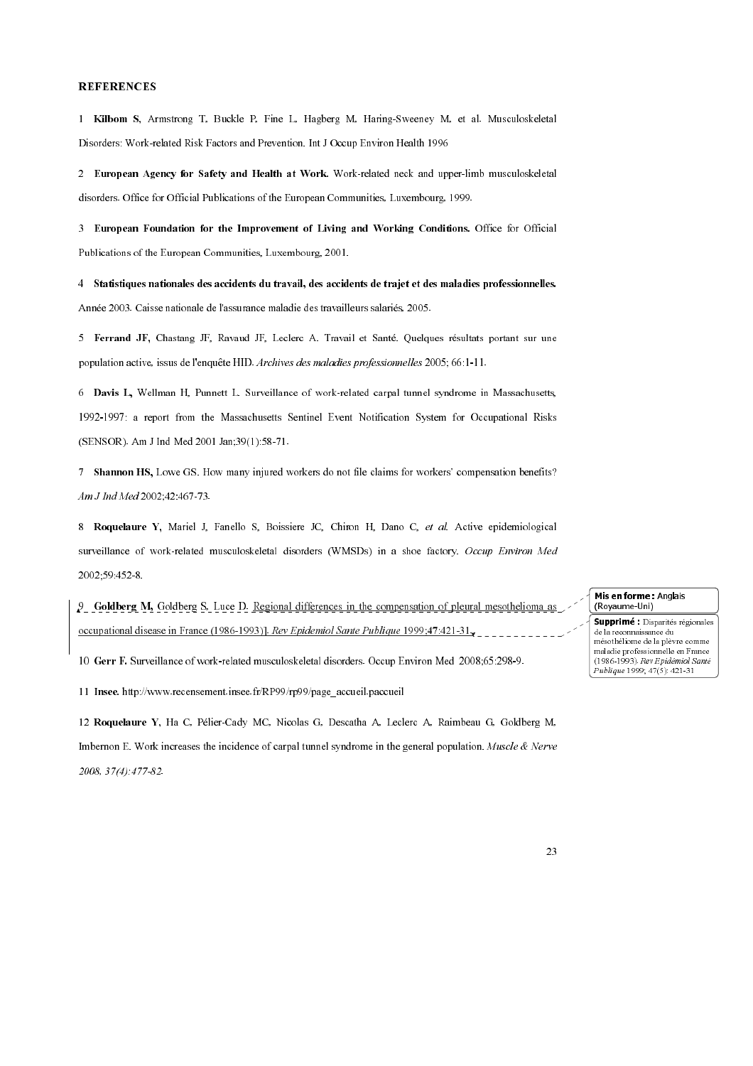**REFERENCES**

1 **Kilbom S**, Armstrong T, Buckle P, Fine L, Hagberg M, Haring-Sweeney M, et al. Musculoskeletal Disorders: Work-related Risk Factors and Prevention. Int J Occup Environ Health 1996

2 **European Agency for Safety and Health at Work.** Work-related neck and upper-limb musculoskeletal disorders. Office for Official Publications of the European Communities, Luxembourg, 1999.

3 **European Foundation for the Improvement of Living and Working Conditions.** Office for Official Publications of the European Communities, Luxembourg, 2001.

4 **Statistiques nationales des accidents du travail, des accidents de trajet et des maladies professionnelles.** Année 2003. Caisse nationale de l'assurance maladie des travailleurs salariés, 2005.

5 **Ferrand JF**, Chastang JF, Ravaud JF, Leclerc A. Travail et Santé. Quelques résultats portant sur une population active, issus de l'enquête HID. *Archives des maladies professionnelles* 2005; 66:1-11.

6 **Davis L**, Wellman H, Punnett L. Surveillance of work-related carpal tunnel syndrome in Massachusetts, 1992-1997: a report from the Massachusetts Sentinel Event Notification System for Occupational Risks (SENSOR). Am J Ind Med 2001 Jan;39(1):58-71.

7 **Shannon HS,** Lowe GS. How many injured workers do not file claims for workers' compensation benefits? *Am J Ind Med* 2002;42:467-73.

8 **Roquelaure Y**, Mariel J, Fanello S, Boissiere JC, Chiron H, Dano C, *et al.* Active epidemiological surveillance of work-related musculoskeletal disorders (WMSDs) in a shoe factory. *Occup Environ Med* 2002;59:452-8.

9 **Goldberg M,** Goldberg S, Luce D. Regional differences in the compensation of pleural mesothelioma as occupational disease in France (1986-1993)]. *Rev Epidemiol Sante Publique* 1999;47:421-31.

10 **Gerr F.** Surveillance of work-related musculoskeletal disorders. Occup Environ Med 2008;65:298-9.

11 **Insee.** http://www.recensement.insee.fr/RP99/rp99/page_accueil.paccueil

12 **Roquelaure Y**, Ha C, Pélier-Cady MC, Nicolas G, Descatha A, Leclerc A, Raimbeau G, Goldberg M, Imbernon E. Work increases the incidence of carpal tunnel syndrome in the general population. *Muscle & Nerve 2008, 37(4):477-82.*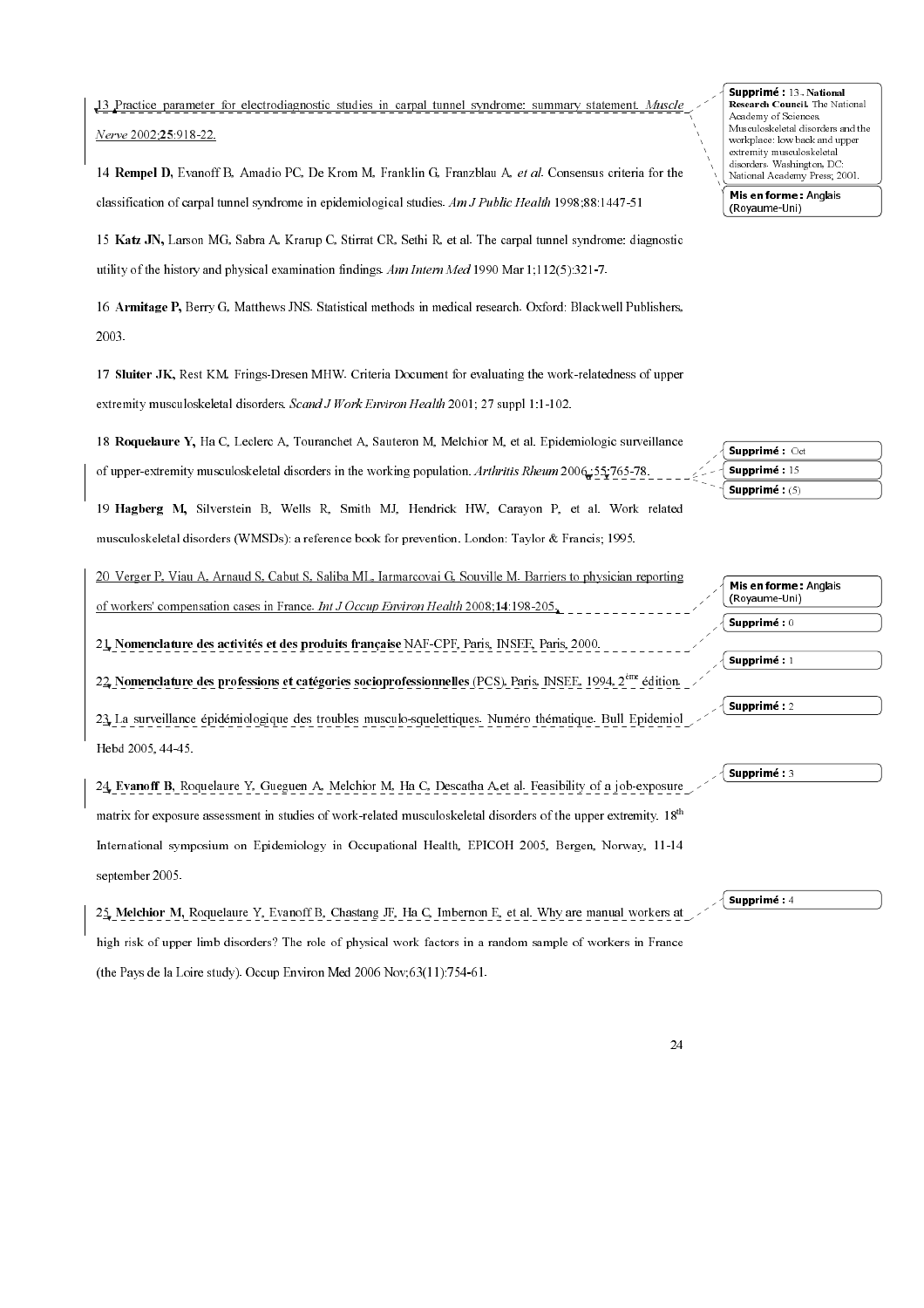13 Practice parameter for electrodiagnostic studies in carpal tunnel syndrome: summary statement. *Muscle Nerve* 2002;**25**:918-22.

14 **Rempel D,** Evanoff B, Amadio PC, De Krom M, Franklin G, Franzblau A, *et al*. Consensus criteria for the classification of carpal tunnel syndrome in epidemiological studies. *Am J Public Health* 1998;88:1447-51

15 **Katz JN,** Larson MG, Sabra A, Krarup C, Stirrat CR, Sethi R, et al. The carpal tunnel syndrome: diagnostic utility of the history and physical examination findings. *Ann Intern Med* 1990 Mar 1;112(5):321-7.

16 **Armitage P,** Berry G, Matthews JNS. Statistical methods in medical research. Oxford: Blackwell Publishers, 2003.

17 **Sluiter JK,** Rest KM, Frings-Dresen MHW. Criteria Document for evaluating the work-relatedness of upper extremity musculoskeletal disorders. *Scand J Work Environ Health* 2001; 27 suppl 1:1-102.

18 **Roquelaure Y,** Ha C, Leclerc A, Touranchet A, Sauteron M, Melchior M, et al. Epidemiologic surveillance of upper-extremity musculoskeletal disorders in the working population. *Arthritis Rheum* 2006;55:765-78.

19 **Hagberg M,** Silverstein B, Wells R, Smith MJ, Hendrick HW, Carayon P, et al. Work related musculoskeletal disorders (WMSDs): a reference book for prevention. London: Taylor & Francis; 1995.

20 Verger P, Viau A, Arnaud S, Cabut S, Saliba ML, Iarmarcovai G, Souville M. Barriers to physician reporting of workers' compensation cases in France. *Int J Occup Environ Health* 2008;**14**:198-205.

21 **Nomenclature des activités et des produits française** NAF-CPF, Paris, INSEE, Paris, 2000.

22 **Nomenclature des professions et catégories socioprofessionnelles** (PCS), Paris, INSEE, 1994, 2ème édition.

23 La surveillance épidémiologique des troubles musculo-squelettiques. Numéro thématique. Bull Epidemiol Hebd 2005, 44-45.

24 **Evanoff B**, Roquelaure Y, Gueguen A, Melchior M, Ha C, Descatha A,et al. Feasibility of a job-exposure matrix for exposure assessment in studies of work-related musculoskeletal disorders of the upper extremity. 18th International symposium on Epidemiology in Occupational Health, EPICOH 2005, Bergen, Norway, 11-14 september 2005.

25 **Melchior M,** Roquelaure Y, Evanoff B, Chastang JF, Ha C, Imbernon E, et al. Why are manual workers at high risk of upper limb disorders? The role of physical work factors in a random sample of workers in France (the Pays de la Loire study). Occup Environ Med 2006 Nov;63(11):754-61.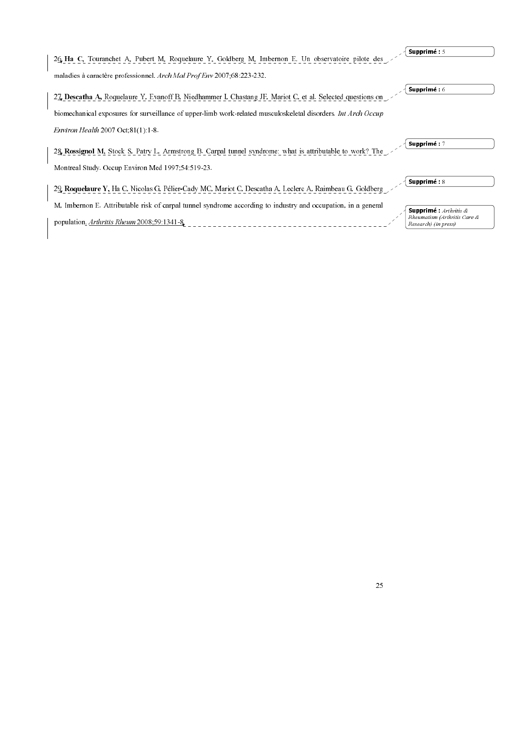26. **Ha C**, Touranchet A, Pubert M, Roquelaure Y, Goldberg M, Imbernon E. Un observatoire pilote des maladies à caractère professionnel. *Arch Mal Prof Env* 2007;68:223-232.

27. **Descatha A**, Roquelaure Y, Evanoff B, Niedhammer I, Chastang JF, Mariot C, et al. Selected questions on biomechanical exposures for surveillance of upper-limb work-related musculoskeletal disorders. *Int Arch Occup Environ Health* 2007 Oct;81(1):1-8.

28. **Rossignol M**, Stock S, Patry L, Armstrong B. Carpal tunnel syndrome: what is attributable to work? The Montreal Study. Occup Environ Med 1997;54:519-23.

29. **Roquelaure Y**, Ha C, Nicolas G, Pélier-Cady MC, Mariot C, Descatha A, Leclerc A, Raimbeau G, Goldberg M, Imbernon E. Attributable risk of carpal tunnel syndrome according to industry and occupation, in a general population. *Arthritis Rheum* 2008;59:1341-8.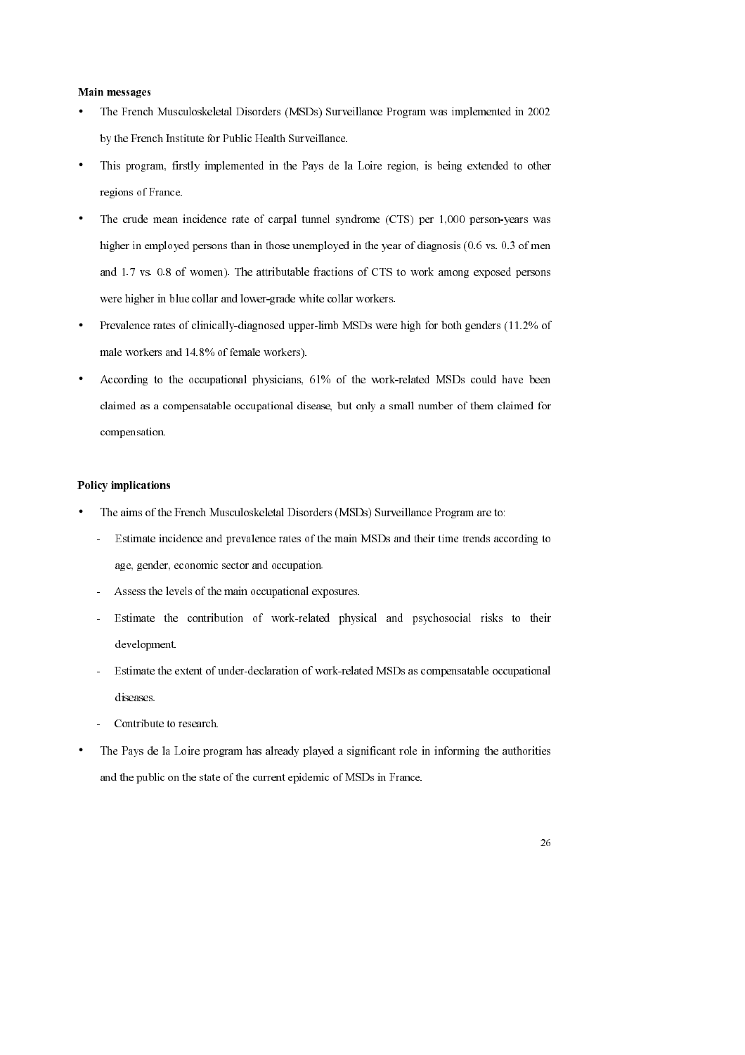**Main messages**

- The French Musculoskeletal Disorders (MSDs) Surveillance Program was implemented in 2002 by the French Institute for Public Health Surveillance.
- This program, firstly implemented in the Pays de la Loire region, is being extended to other regions of France.
- The crude mean incidence rate of carpal tunnel syndrome (CTS) per 1,000 person-years was higher in employed persons than in those unemployed in the year of diagnosis (0.6 vs. 0.3 of men and 1.7 vs. 0.8 of women). The attributable fractions of CTS to work among exposed persons were higher in blue collar and lower-grade white collar workers.
- Prevalence rates of clinically-diagnosed upper-limb MSDs were high for both genders (11.2% of male workers and 14.8% of female workers).
- According to the occupational physicians, 61% of the work-related MSDs could have been claimed as a compensatable occupational disease, but only a small number of them claimed for compensation.

**Policy implications**

- The aims of the French Musculoskeletal Disorders (MSDs) Surveillance Program are to:
  - Estimate incidence and prevalence rates of the main MSDs and their time trends according to age, gender, economic sector and occupation.
  - Assess the levels of the main occupational exposures.
  - Estimate the contribution of work-related physical and psychosocial risks to their development.
  - Estimate the extent of under-declaration of work-related MSDs as compensatable occupational diseases.
  - Contribute to research.
- The Pays de la Loire program has already played a significant role in informing the authorities and the public on the state of the current epidemic of MSDs in France.